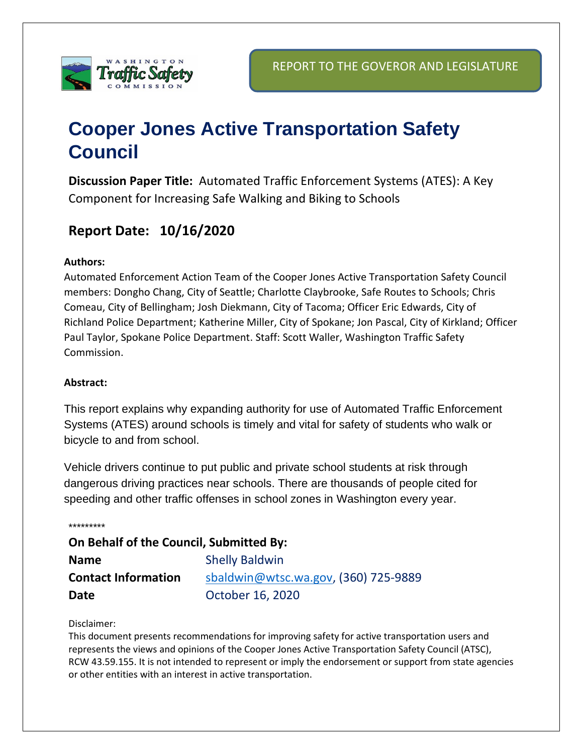REPORT TO THE GOVEROR AND LEGISLATURE

# Cooper Jones Active Transportation Safety Council

**Discussion Paper Title:** Automated Traffic Enforcement Systems (ATES): A Key Component for Increasing Safe Walking and Biking to Schools

## Report Date: 10/16/2020

**Authors:**

Automated Enforcement Action Team of the Cooper Jones Active Transportation Safety Council members: Dongho Chang, City of Seattle; Charlotte Claybrooke, Safe Routes to Schools; Chris Comeau, City of Bellingham; Josh Diekmann, City of Tacoma; Officer Eric Edwards, City of Richland Police Department; Katherine Miller, City of Spokane; Jon Pascal, City of Kirkland; Officer Paul Taylor, Spokane Police Department. Staff: Scott Waller, Washington Traffic Safety Commission.

**Abstract:**

This report explains why expanding authority for use of Automated Traffic Enforcement Systems (ATES) around schools is timely and vital for safety of students who walk or bicycle to and from school.

Vehicle drivers continue to put public and private school students at risk through dangerous driving practices near schools. There are thousands of people cited for speeding and other traffic offenses in school zones in Washington every year.

*********

**On Behalf of the Council, Submitted By:**

| | |
|---|---|
| **Name** | Shelly Baldwin |
| **Contact Information** | sbaldwin@wtsc.wa.gov, (360) 725-9889 |
| **Date** | October 16, 2020 |

Disclaimer:

This document presents recommendations for improving safety for active transportation users and represents the views and opinions of the Cooper Jones Active Transportation Safety Council (ATSC), RCW 43.59.155. It is not intended to represent or imply the endorsement or support from state agencies or other entities with an interest in active transportation.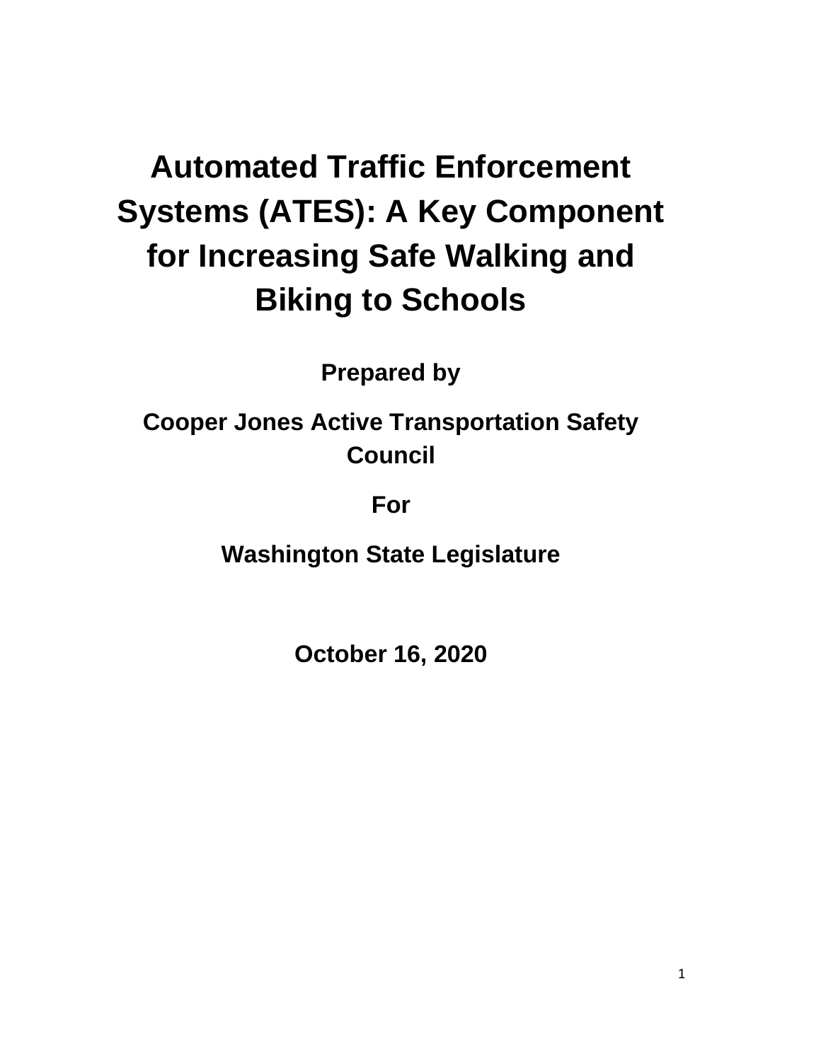# Automated Traffic Enforcement Systems (ATES): A Key Component for Increasing Safe Walking and Biking to Schools

**Prepared by**

**Cooper Jones Active Transportation Safety Council**

**For**

**Washington State Legislature**

**October 16, 2020**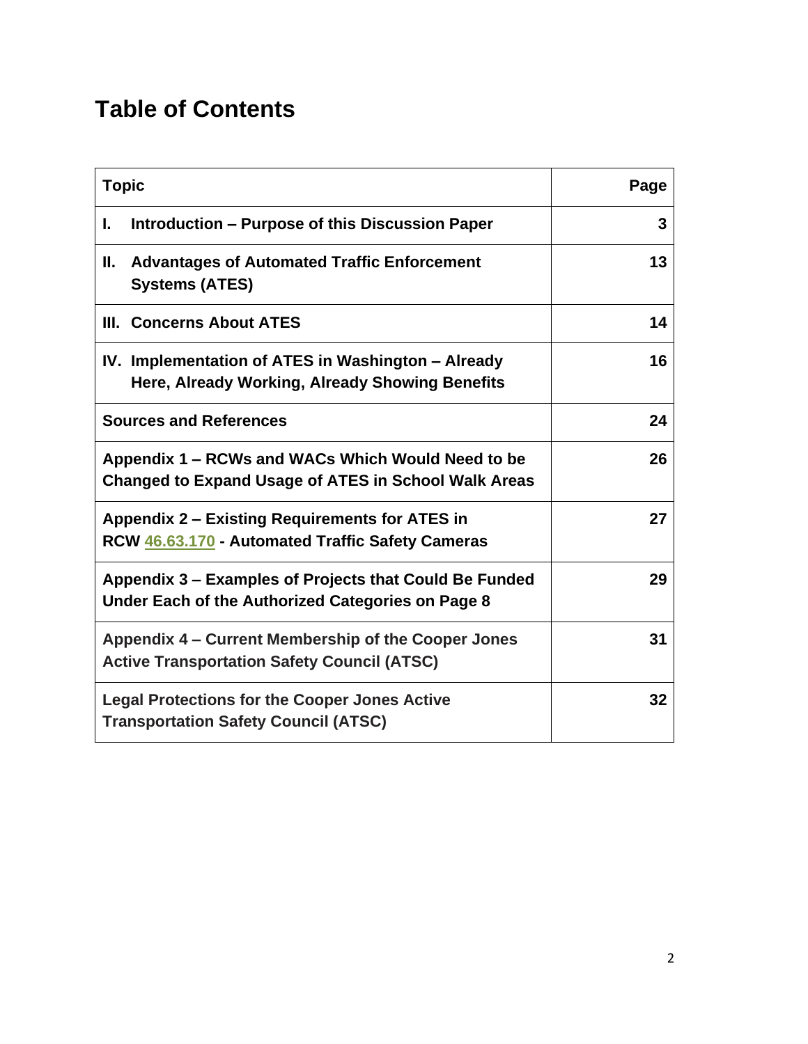# Table of Contents

| Topic | Page |
|---|---|
| **I. Introduction – Purpose of this Discussion Paper** | **3** |
| **II. Advantages of Automated Traffic Enforcement Systems (ATES)** | **13** |
| **III. Concerns About ATES** | **14** |
| **IV. Implementation of ATES in Washington – Already Here, Already Working, Already Showing Benefits** | **16** |
| **Sources and References** | **24** |
| **Appendix 1 – RCWs and WACs Which Would Need to be Changed to Expand Usage of ATES in School Walk Areas** | **26** |
| **Appendix 2 – Existing Requirements for ATES in RCW 46.63.170 - Automated Traffic Safety Cameras** | **27** |
| **Appendix 3 – Examples of Projects that Could Be Funded Under Each of the Authorized Categories on Page 8** | **29** |
| **Appendix 4 – Current Membership of the Cooper Jones Active Transportation Safety Council (ATSC)** | **31** |
| **Legal Protections for the Cooper Jones Active Transportation Safety Council (ATSC)** | **32** |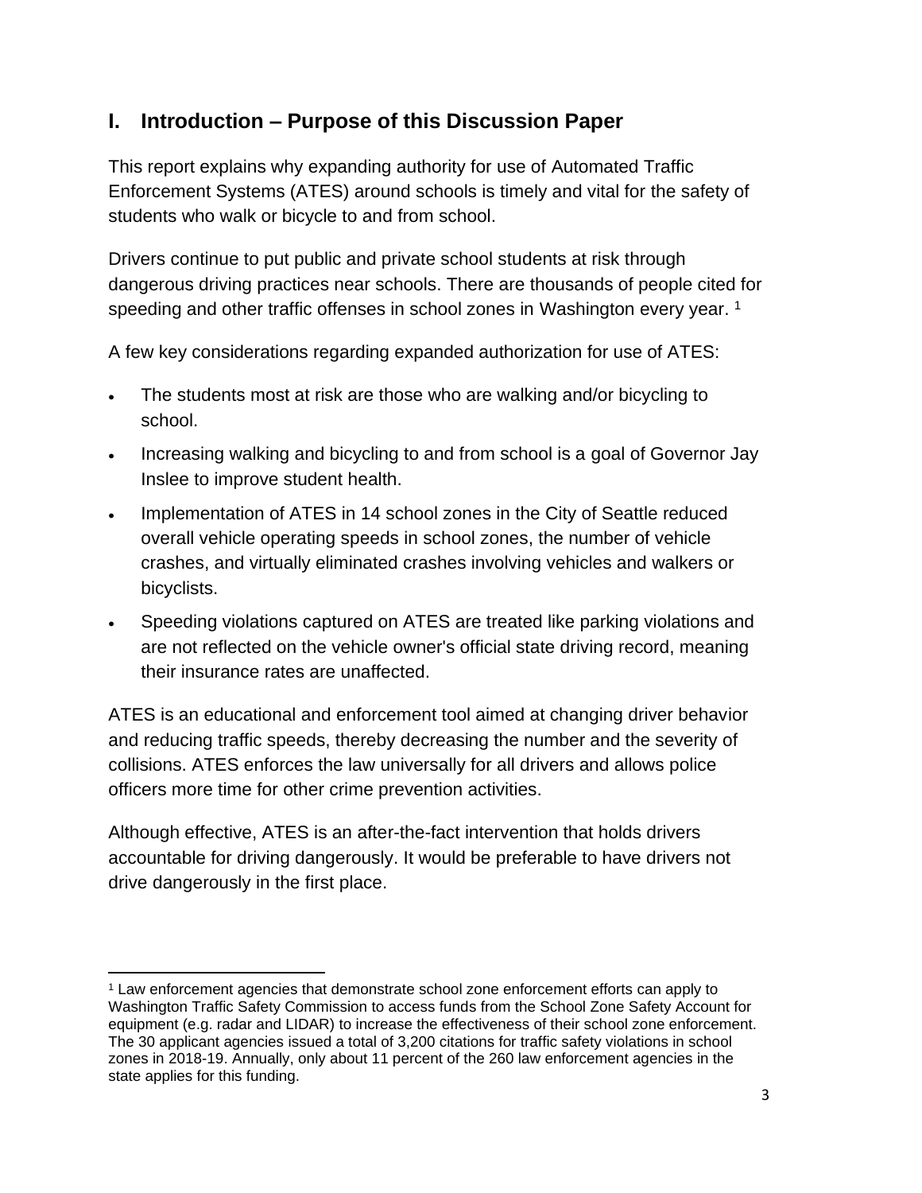## I. Introduction – Purpose of this Discussion Paper

This report explains why expanding authority for use of Automated Traffic Enforcement Systems (ATES) around schools is timely and vital for the safety of students who walk or bicycle to and from school.

Drivers continue to put public and private school students at risk through dangerous driving practices near schools. There are thousands of people cited for speeding and other traffic offenses in school zones in Washington every year. [1]

A few key considerations regarding expanded authorization for use of ATES:

- The students most at risk are those who are walking and/or bicycling to school.
- Increasing walking and bicycling to and from school is a goal of Governor Jay Inslee to improve student health.
- Implementation of ATES in 14 school zones in the City of Seattle reduced overall vehicle operating speeds in school zones, the number of vehicle crashes, and virtually eliminated crashes involving vehicles and walkers or bicyclists.
- Speeding violations captured on ATES are treated like parking violations and are not reflected on the vehicle owner's official state driving record, meaning their insurance rates are unaffected.

ATES is an educational and enforcement tool aimed at changing driver behavior and reducing traffic speeds, thereby decreasing the number and the severity of collisions. ATES enforces the law universally for all drivers and allows police officers more time for other crime prevention activities.

Although effective, ATES is an after-the-fact intervention that holds drivers accountable for driving dangerously. It would be preferable to have drivers not drive dangerously in the first place.

---

[1] Law enforcement agencies that demonstrate school zone enforcement efforts can apply to Washington Traffic Safety Commission to access funds from the School Zone Safety Account for equipment (e.g. radar and LIDAR) to increase the effectiveness of their school zone enforcement. The 30 applicant agencies issued a total of 3,200 citations for traffic safety violations in school zones in 2018-19. Annually, only about 11 percent of the 260 law enforcement agencies in the state applies for this funding.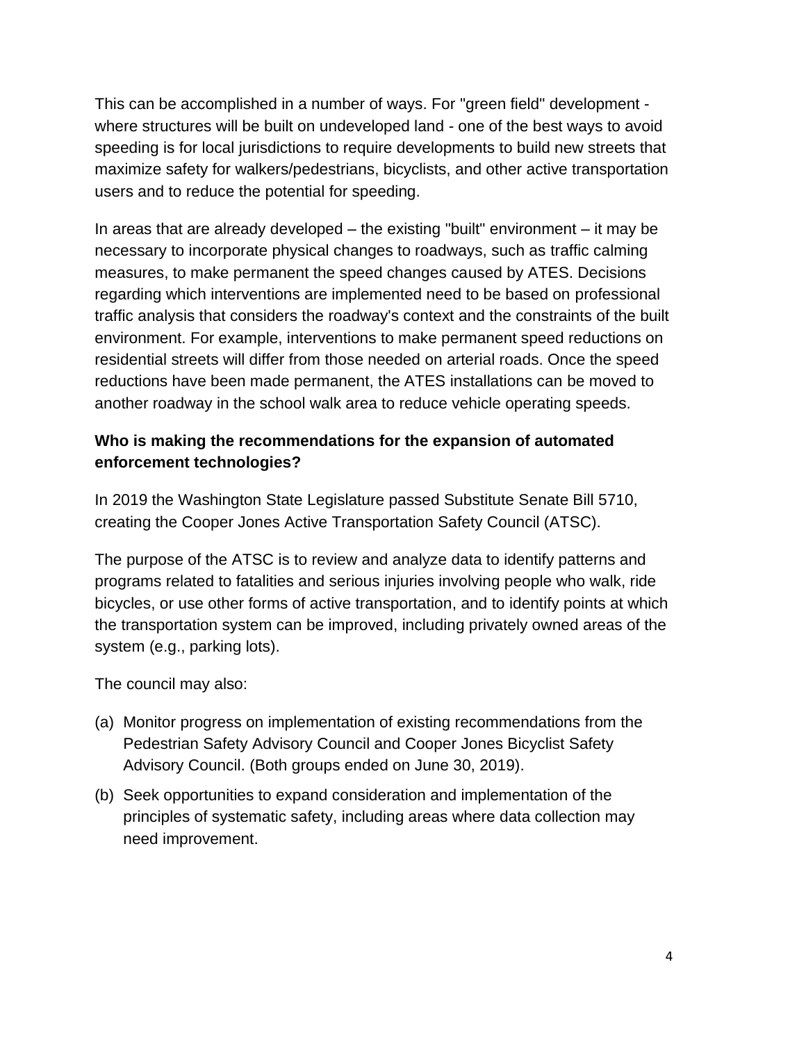This can be accomplished in a number of ways. For "green field" development - where structures will be built on undeveloped land - one of the best ways to avoid speeding is for local jurisdictions to require developments to build new streets that maximize safety for walkers/pedestrians, bicyclists, and other active transportation users and to reduce the potential for speeding.

In areas that are already developed – the existing "built" environment – it may be necessary to incorporate physical changes to roadways, such as traffic calming measures, to make permanent the speed changes caused by ATES. Decisions regarding which interventions are implemented need to be based on professional traffic analysis that considers the roadway's context and the constraints of the built environment. For example, interventions to make permanent speed reductions on residential streets will differ from those needed on arterial roads. Once the speed reductions have been made permanent, the ATES installations can be moved to another roadway in the school walk area to reduce vehicle operating speeds.

**Who is making the recommendations for the expansion of automated enforcement technologies?**

In 2019 the Washington State Legislature passed Substitute Senate Bill 5710, creating the Cooper Jones Active Transportation Safety Council (ATSC).

The purpose of the ATSC is to review and analyze data to identify patterns and programs related to fatalities and serious injuries involving people who walk, ride bicycles, or use other forms of active transportation, and to identify points at which the transportation system can be improved, including privately owned areas of the system (e.g., parking lots).

The council may also:

(a) Monitor progress on implementation of existing recommendations from the Pedestrian Safety Advisory Council and Cooper Jones Bicyclist Safety Advisory Council. (Both groups ended on June 30, 2019).

(b) Seek opportunities to expand consideration and implementation of the principles of systematic safety, including areas where data collection may need improvement.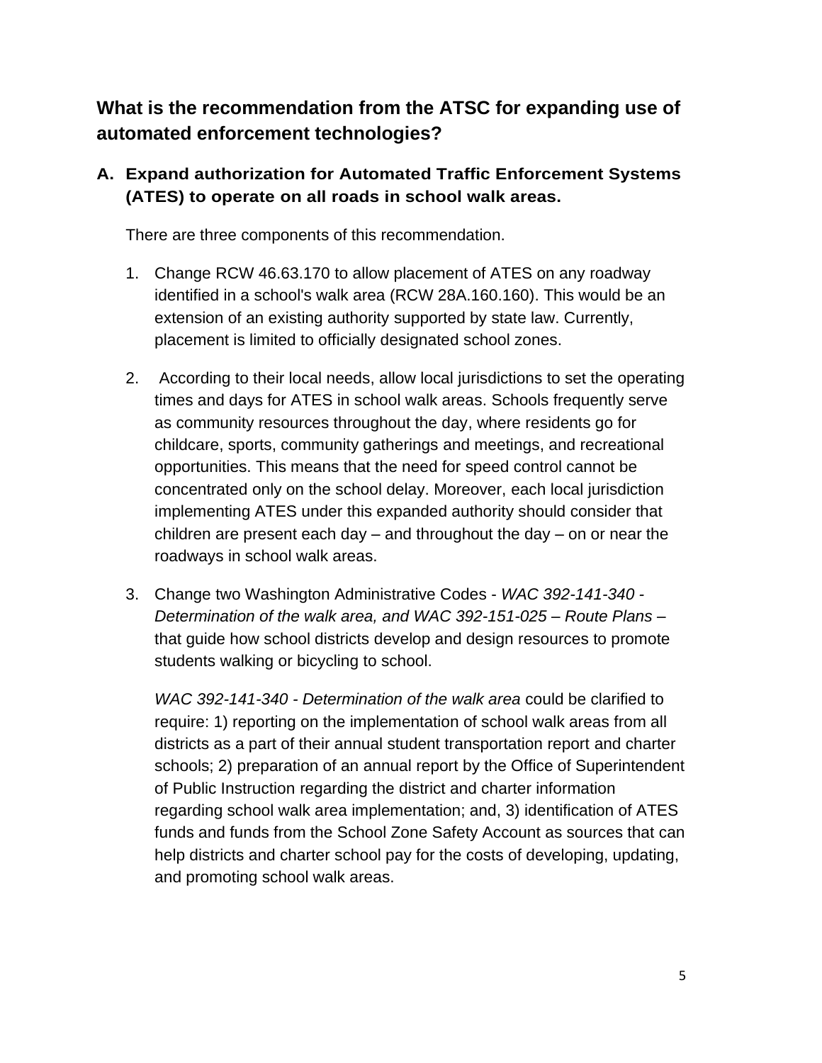## What is the recommendation from the ATSC for expanding use of automated enforcement technologies?

### A. Expand authorization for Automated Traffic Enforcement Systems (ATES) to operate on all roads in school walk areas.

There are three components of this recommendation.

1. Change RCW 46.63.170 to allow placement of ATES on any roadway identified in a school's walk area (RCW 28A.160.160). This would be an extension of an existing authority supported by state law. Currently, placement is limited to officially designated school zones.

2. According to their local needs, allow local jurisdictions to set the operating times and days for ATES in school walk areas. Schools frequently serve as community resources throughout the day, where residents go for childcare, sports, community gatherings and meetings, and recreational opportunities. This means that the need for speed control cannot be concentrated only on the school delay. Moreover, each local jurisdiction implementing ATES under this expanded authority should consider that children are present each day – and throughout the day – on or near the roadways in school walk areas.

3. Change two Washington Administrative Codes - *WAC 392-141-340 - Determination of the walk area, and WAC 392-151-025 – Route Plans* – that guide how school districts develop and design resources to promote students walking or bicycling to school.

   *WAC 392-141-340 - Determination of the walk area* could be clarified to require: 1) reporting on the implementation of school walk areas from all districts as a part of their annual student transportation report and charter schools; 2) preparation of an annual report by the Office of Superintendent of Public Instruction regarding the district and charter information regarding school walk area implementation; and, 3) identification of ATES funds and funds from the School Zone Safety Account as sources that can help districts and charter school pay for the costs of developing, updating, and promoting school walk areas.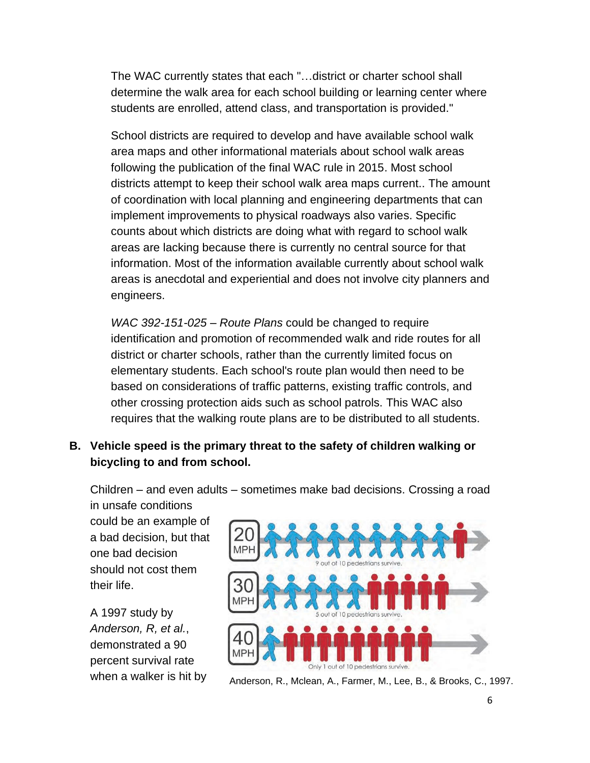The WAC currently states that each "…district or charter school shall determine the walk area for each school building or learning center where students are enrolled, attend class, and transportation is provided."

School districts are required to develop and have available school walk area maps and other informational materials about school walk areas following the publication of the final WAC rule in 2015. Most school districts attempt to keep their school walk area maps current.. The amount of coordination with local planning and engineering departments that can implement improvements to physical roadways also varies. Specific counts about which districts are doing what with regard to school walk areas are lacking because there is currently no central source for that information. Most of the information available currently about school walk areas is anecdotal and experiential and does not involve city planners and engineers.

*WAC 392-151-025 – Route Plans* could be changed to require identification and promotion of recommended walk and ride routes for all district or charter schools, rather than the currently limited focus on elementary students. Each school's route plan would then need to be based on considerations of traffic patterns, existing traffic controls, and other crossing protection aids such as school patrols. This WAC also requires that the walking route plans are to be distributed to all students.

**B. Vehicle speed is the primary threat to the safety of children walking or bicycling to and from school.**

Children – and even adults – sometimes make bad decisions. Crossing a road in unsafe conditions could be an example of a bad decision, but that one bad decision should not cost them their life.

20 MPH — 9 out of 10 pedestrians survive.

30 MPH — 5 out of 10 pedestrians survive.

40 MPH — Only 1 out of 10 pedestrians survive.

Anderson, R., Mclean, A., Farmer, M., Lee, B., & Brooks, C., 1997.

A 1997 study by *Anderson, R, et al.*, demonstrated a 90 percent survival rate when a walker is hit by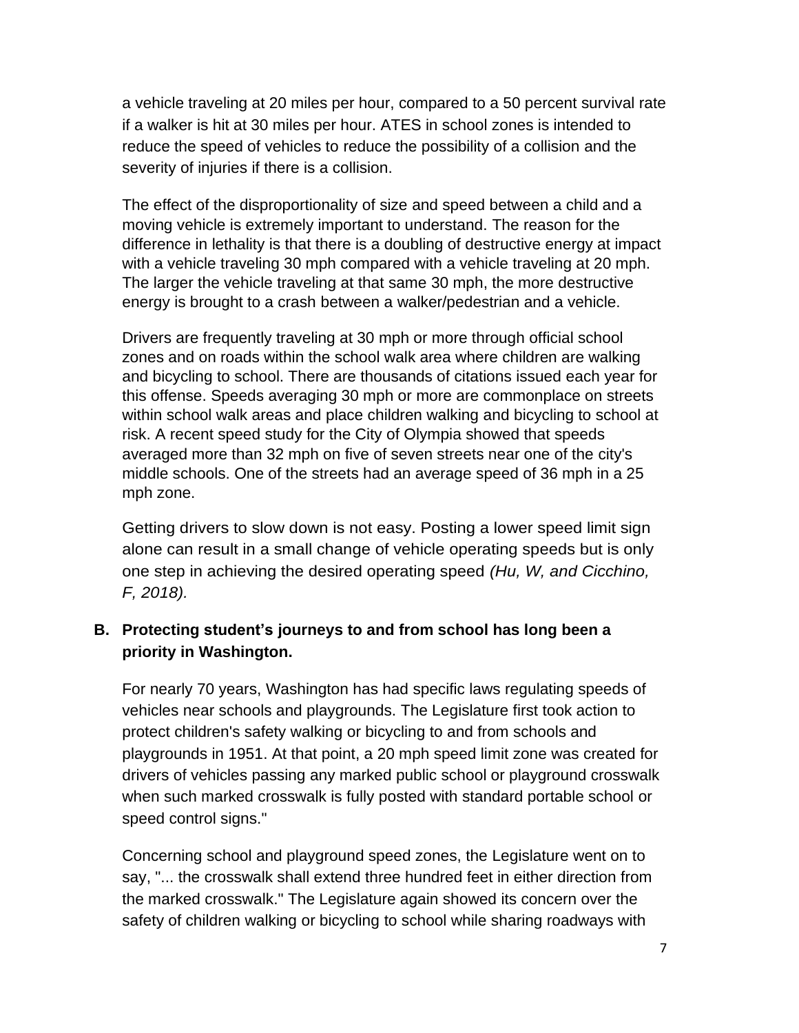a vehicle traveling at 20 miles per hour, compared to a 50 percent survival rate if a walker is hit at 30 miles per hour. ATES in school zones is intended to reduce the speed of vehicles to reduce the possibility of a collision and the severity of injuries if there is a collision.

The effect of the disproportionality of size and speed between a child and a moving vehicle is extremely important to understand. The reason for the difference in lethality is that there is a doubling of destructive energy at impact with a vehicle traveling 30 mph compared with a vehicle traveling at 20 mph. The larger the vehicle traveling at that same 30 mph, the more destructive energy is brought to a crash between a walker/pedestrian and a vehicle.

Drivers are frequently traveling at 30 mph or more through official school zones and on roads within the school walk area where children are walking and bicycling to school. There are thousands of citations issued each year for this offense. Speeds averaging 30 mph or more are commonplace on streets within school walk areas and place children walking and bicycling to school at risk. A recent speed study for the City of Olympia showed that speeds averaged more than 32 mph on five of seven streets near one of the city's middle schools. One of the streets had an average speed of 36 mph in a 25 mph zone.

Getting drivers to slow down is not easy. Posting a lower speed limit sign alone can result in a small change of vehicle operating speeds but is only one step in achieving the desired operating speed *(Hu, W, and Cicchino, F, 2018).*

### B. Protecting student's journeys to and from school has long been a priority in Washington.

For nearly 70 years, Washington has had specific laws regulating speeds of vehicles near schools and playgrounds. The Legislature first took action to protect children's safety walking or bicycling to and from schools and playgrounds in 1951. At that point, a 20 mph speed limit zone was created for drivers of vehicles passing any marked public school or playground crosswalk when such marked crosswalk is fully posted with standard portable school or speed control signs."

Concerning school and playground speed zones, the Legislature went on to say, "... the crosswalk shall extend three hundred feet in either direction from the marked crosswalk." The Legislature again showed its concern over the safety of children walking or bicycling to school while sharing roadways with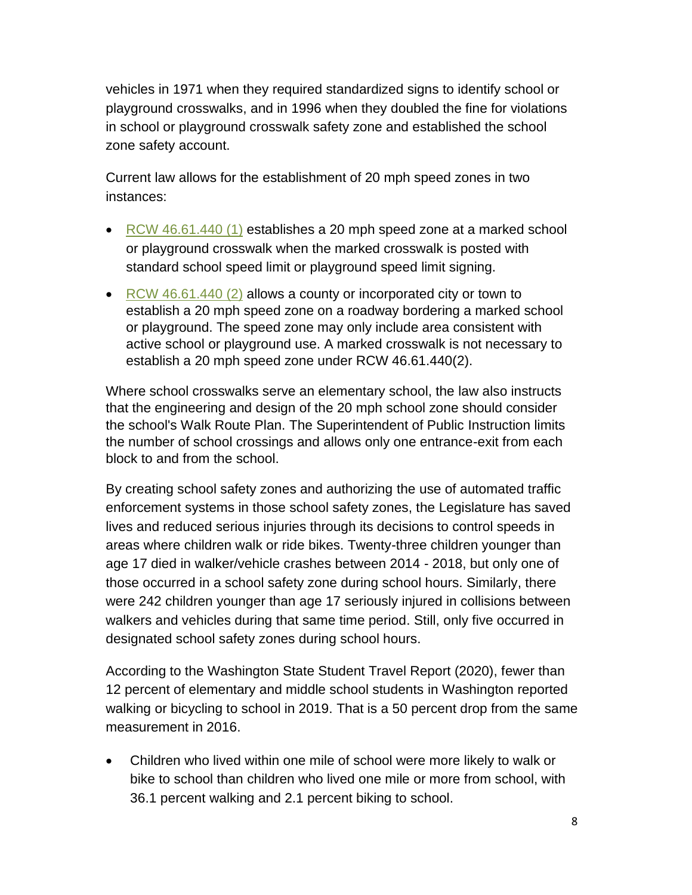vehicles in 1971 when they required standardized signs to identify school or playground crosswalks, and in 1996 when they doubled the fine for violations in school or playground crosswalk safety zone and established the school zone safety account.

Current law allows for the establishment of 20 mph speed zones in two instances:

- RCW 46.61.440 (1) establishes a 20 mph speed zone at a marked school or playground crosswalk when the marked crosswalk is posted with standard school speed limit or playground speed limit signing.
- RCW 46.61.440 (2) allows a county or incorporated city or town to establish a 20 mph speed zone on a roadway bordering a marked school or playground. The speed zone may only include area consistent with active school or playground use. A marked crosswalk is not necessary to establish a 20 mph speed zone under RCW 46.61.440(2).

Where school crosswalks serve an elementary school, the law also instructs that the engineering and design of the 20 mph school zone should consider the school's Walk Route Plan. The Superintendent of Public Instruction limits the number of school crossings and allows only one entrance-exit from each block to and from the school.

By creating school safety zones and authorizing the use of automated traffic enforcement systems in those school safety zones, the Legislature has saved lives and reduced serious injuries through its decisions to control speeds in areas where children walk or ride bikes. Twenty-three children younger than age 17 died in walker/vehicle crashes between 2014 - 2018, but only one of those occurred in a school safety zone during school hours. Similarly, there were 242 children younger than age 17 seriously injured in collisions between walkers and vehicles during that same time period. Still, only five occurred in designated school safety zones during school hours.

According to the Washington State Student Travel Report (2020), fewer than 12 percent of elementary and middle school students in Washington reported walking or bicycling to school in 2019. That is a 50 percent drop from the same measurement in 2016.

- Children who lived within one mile of school were more likely to walk or bike to school than children who lived one mile or more from school, with 36.1 percent walking and 2.1 percent biking to school.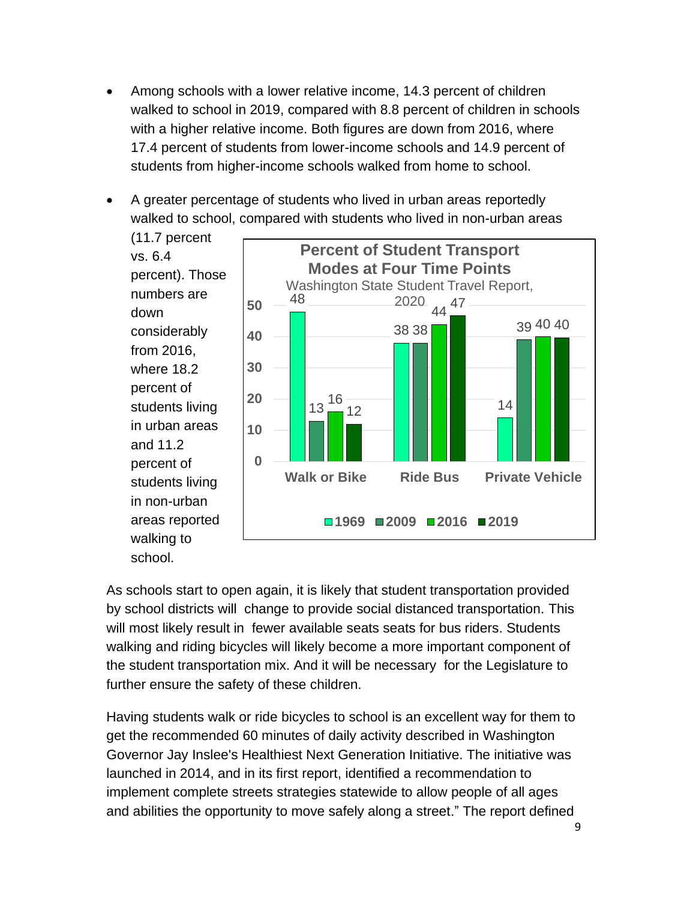- Among schools with a lower relative income, 14.3 percent of children walked to school in 2019, compared with 8.8 percent of children in schools with a higher relative income. Both figures are down from 2016, where 17.4 percent of students from lower-income schools and 14.9 percent of students from higher-income schools walked from home to school.
- A greater percentage of students who lived in urban areas reportedly walked to school, compared with students who lived in non-urban areas (11.7 percent vs. 6.4 percent). Those numbers are down considerably from 2016, where 18.2 percent of students living in urban areas and 11.2 percent of students living in non-urban areas reported walking to school.

**Percent of Student Transport Modes at Four Time Points**
Washington State Student Travel Report, 2020

| | 1969 | 2009 | 2016 | 2019 |
|---|---|---|---|---|
| Walk or Bike | 48 | 13 | 16 | 12 |
| Ride Bus | 38 | 38 | 44 | 47 |
| Private Vehicle | 14 | 39 | 40 | 40 |

As schools start to open again, it is likely that student transportation provided by school districts will change to provide social distanced transportation. This will most likely result in fewer available seats seats for bus riders. Students walking and riding bicycles will likely become a more important component of the student transportation mix. And it will be necessary for the Legislature to further ensure the safety of these children.

Having students walk or ride bicycles to school is an excellent way for them to get the recommended 60 minutes of daily activity described in Washington Governor Jay Inslee's Healthiest Next Generation Initiative. The initiative was launched in 2014, and in its first report, identified a recommendation to implement complete streets strategies statewide to allow people of all ages and abilities the opportunity to move safely along a street." The report defined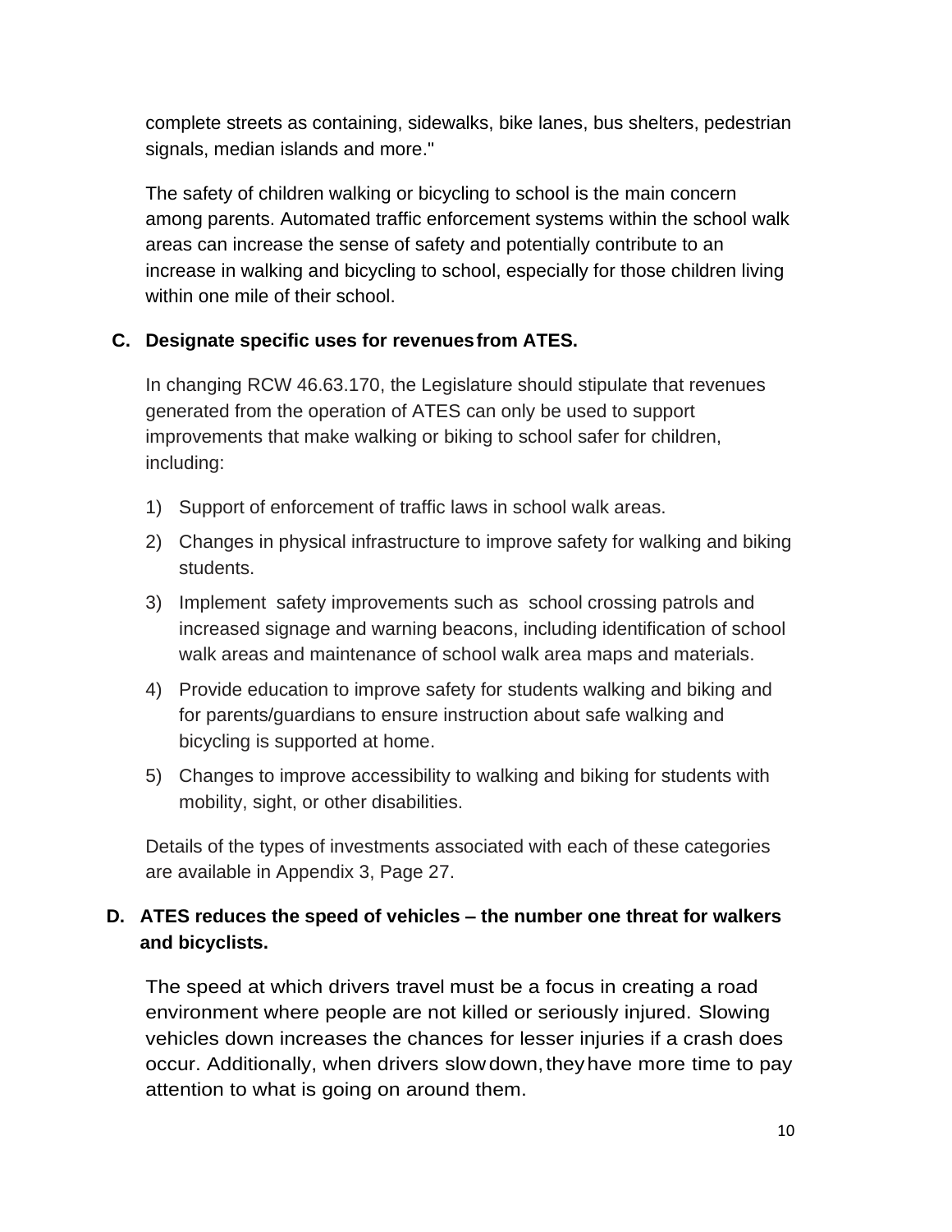complete streets as containing, sidewalks, bike lanes, bus shelters, pedestrian signals, median islands and more."

The safety of children walking or bicycling to school is the main concern among parents. Automated traffic enforcement systems within the school walk areas can increase the sense of safety and potentially contribute to an increase in walking and bicycling to school, especially for those children living within one mile of their school.

**C. Designate specific uses for revenues from ATES.**

In changing RCW 46.63.170, the Legislature should stipulate that revenues generated from the operation of ATES can only be used to support improvements that make walking or biking to school safer for children, including:

1) Support of enforcement of traffic laws in school walk areas.
2) Changes in physical infrastructure to improve safety for walking and biking students.
3) Implement safety improvements such as school crossing patrols and increased signage and warning beacons, including identification of school walk areas and maintenance of school walk area maps and materials.
4) Provide education to improve safety for students walking and biking and for parents/guardians to ensure instruction about safe walking and bicycling is supported at home.
5) Changes to improve accessibility to walking and biking for students with mobility, sight, or other disabilities.

Details of the types of investments associated with each of these categories are available in Appendix 3, Page 27.

**D. ATES reduces the speed of vehicles – the number one threat for walkers and bicyclists.**

The speed at which drivers travel must be a focus in creating a road environment where people are not killed or seriously injured. Slowing vehicles down increases the chances for lesser injuries if a crash does occur. Additionally, when drivers slow down, they have more time to pay attention to what is going on around them.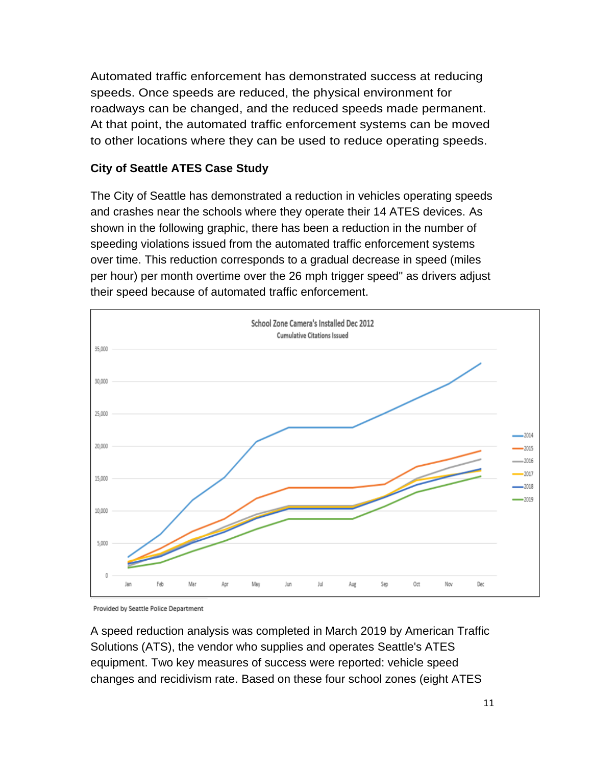Automated traffic enforcement has demonstrated success at reducing speeds. Once speeds are reduced, the physical environment for roadways can be changed, and the reduced speeds made permanent. At that point, the automated traffic enforcement systems can be moved to other locations where they can be used to reduce operating speeds.

**City of Seattle ATES Case Study**

The City of Seattle has demonstrated a reduction in vehicles operating speeds and crashes near the schools where they operate their 14 ATES devices. As shown in the following graphic, there has been a reduction in the number of speeding violations issued from the automated traffic enforcement systems over time. This reduction corresponds to a gradual decrease in speed (miles per hour) per month overtime over the 26 mph trigger speed" as drivers adjust their speed because of automated traffic enforcement.

School Zone Camera's Installed Dec 2012

Cumulative Citations Issued

Provided by Seattle Police Department

A speed reduction analysis was completed in March 2019 by American Traffic Solutions (ATS), the vendor who supplies and operates Seattle's ATES equipment. Two key measures of success were reported: vehicle speed changes and recidivism rate. Based on these four school zones (eight ATES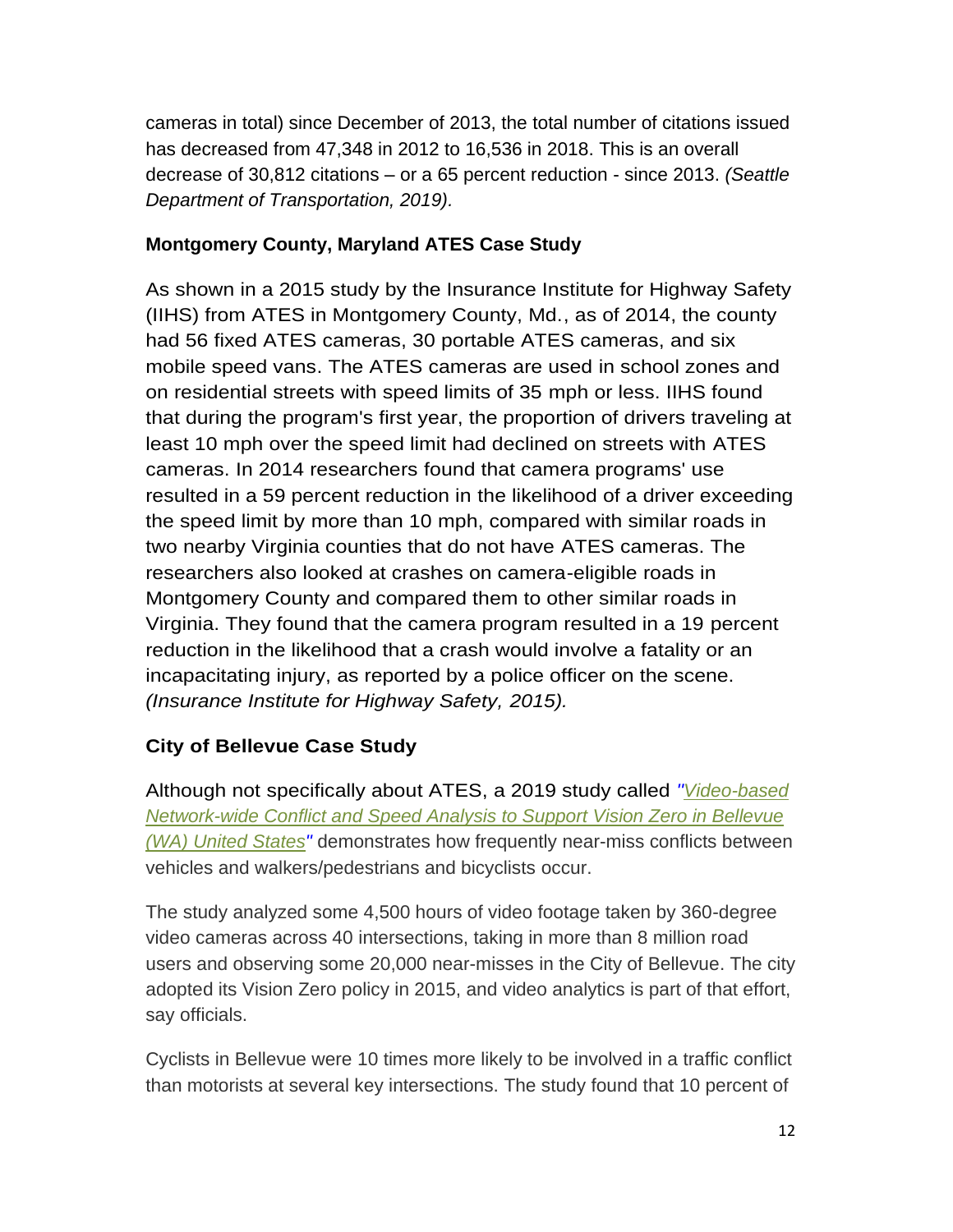cameras in total) since December of 2013, the total number of citations issued has decreased from 47,348 in 2012 to 16,536 in 2018. This is an overall decrease of 30,812 citations – or a 65 percent reduction - since 2013. *(Seattle Department of Transportation, 2019).*

### Montgomery County, Maryland ATES Case Study

As shown in a 2015 study by the Insurance Institute for Highway Safety (IIHS) from ATES in Montgomery County, Md., as of 2014, the county had 56 fixed ATES cameras, 30 portable ATES cameras, and six mobile speed vans. The ATES cameras are used in school zones and on residential streets with speed limits of 35 mph or less. IIHS found that during the program's first year, the proportion of drivers traveling at least 10 mph over the speed limit had declined on streets with ATES cameras. In 2014 researchers found that camera programs' use resulted in a 59 percent reduction in the likelihood of a driver exceeding the speed limit by more than 10 mph, compared with similar roads in two nearby Virginia counties that do not have ATES cameras. The researchers also looked at crashes on camera-eligible roads in Montgomery County and compared them to other similar roads in Virginia. They found that the camera program resulted in a 19 percent reduction in the likelihood that a crash would involve a fatality or an incapacitating injury, as reported by a police officer on the scene. *(Insurance Institute for Highway Safety, 2015).*

### City of Bellevue Case Study

Although not specifically about ATES, a 2019 study called *"Video-based Network-wide Conflict and Speed Analysis to Support Vision Zero in Bellevue (WA) United States"* demonstrates how frequently near-miss conflicts between vehicles and walkers/pedestrians and bicyclists occur.

The study analyzed some 4,500 hours of video footage taken by 360-degree video cameras across 40 intersections, taking in more than 8 million road users and observing some 20,000 near-misses in the City of Bellevue. The city adopted its Vision Zero policy in 2015, and video analytics is part of that effort, say officials.

Cyclists in Bellevue were 10 times more likely to be involved in a traffic conflict than motorists at several key intersections. The study found that 10 percent of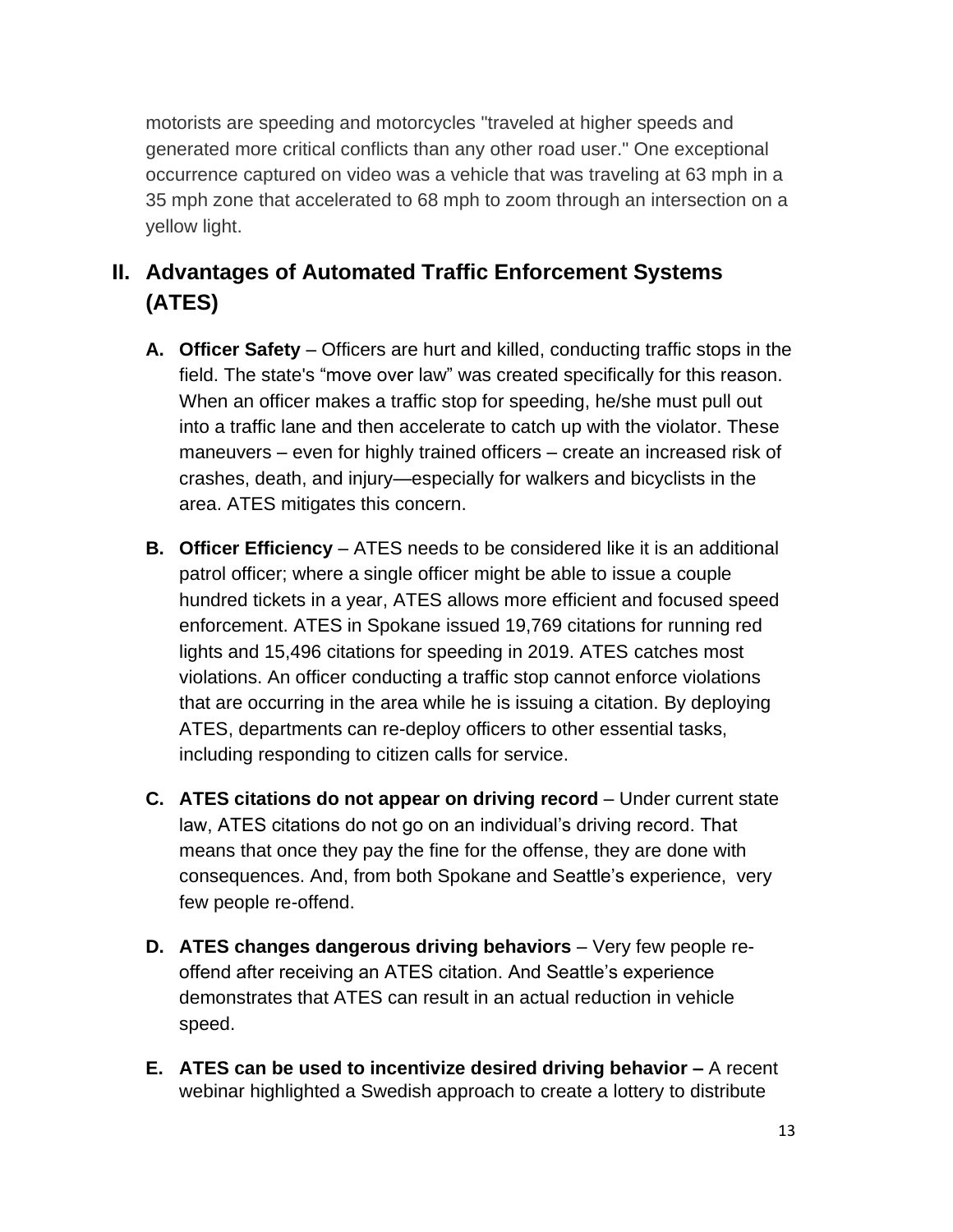motorists are speeding and motorcycles "traveled at higher speeds and generated more critical conflicts than any other road user." One exceptional occurrence captured on video was a vehicle that was traveling at 63 mph in a 35 mph zone that accelerated to 68 mph to zoom through an intersection on a yellow light.

## II. Advantages of Automated Traffic Enforcement Systems (ATES)

**A. Officer Safety** – Officers are hurt and killed, conducting traffic stops in the field. The state's "move over law" was created specifically for this reason. When an officer makes a traffic stop for speeding, he/she must pull out into a traffic lane and then accelerate to catch up with the violator. These maneuvers – even for highly trained officers – create an increased risk of crashes, death, and injury—especially for walkers and bicyclists in the area. ATES mitigates this concern.

**B. Officer Efficiency** – ATES needs to be considered like it is an additional patrol officer; where a single officer might be able to issue a couple hundred tickets in a year, ATES allows more efficient and focused speed enforcement. ATES in Spokane issued 19,769 citations for running red lights and 15,496 citations for speeding in 2019. ATES catches most violations. An officer conducting a traffic stop cannot enforce violations that are occurring in the area while he is issuing a citation. By deploying ATES, departments can re-deploy officers to other essential tasks, including responding to citizen calls for service.

**C. ATES citations do not appear on driving record** – Under current state law, ATES citations do not go on an individual's driving record. That means that once they pay the fine for the offense, they are done with consequences. And, from both Spokane and Seattle's experience, very few people re-offend.

**D. ATES changes dangerous driving behaviors** – Very few people re-offend after receiving an ATES citation. And Seattle's experience demonstrates that ATES can result in an actual reduction in vehicle speed.

**E. ATES can be used to incentivize desired driving behavior –** A recent webinar highlighted a Swedish approach to create a lottery to distribute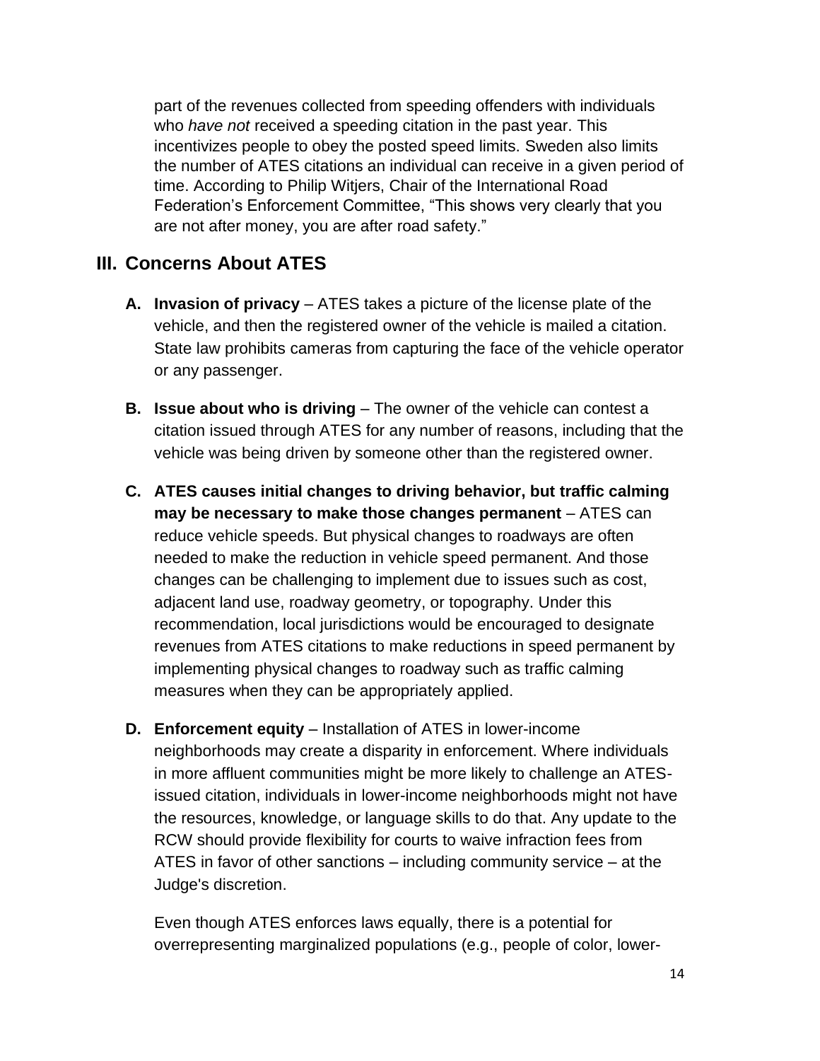part of the revenues collected from speeding offenders with individuals who *have not* received a speeding citation in the past year. This incentivizes people to obey the posted speed limits. Sweden also limits the number of ATES citations an individual can receive in a given period of time. According to Philip Witjers, Chair of the International Road Federation's Enforcement Committee, "This shows very clearly that you are not after money, you are after road safety."

## III. Concerns About ATES

**A. Invasion of privacy** – ATES takes a picture of the license plate of the vehicle, and then the registered owner of the vehicle is mailed a citation. State law prohibits cameras from capturing the face of the vehicle operator or any passenger.

**B. Issue about who is driving** – The owner of the vehicle can contest a citation issued through ATES for any number of reasons, including that the vehicle was being driven by someone other than the registered owner.

**C. ATES causes initial changes to driving behavior, but traffic calming may be necessary to make those changes permanent** – ATES can reduce vehicle speeds. But physical changes to roadways are often needed to make the reduction in vehicle speed permanent. And those changes can be challenging to implement due to issues such as cost, adjacent land use, roadway geometry, or topography. Under this recommendation, local jurisdictions would be encouraged to designate revenues from ATES citations to make reductions in speed permanent by implementing physical changes to roadway such as traffic calming measures when they can be appropriately applied.

**D. Enforcement equity** – Installation of ATES in lower-income neighborhoods may create a disparity in enforcement. Where individuals in more affluent communities might be more likely to challenge an ATES-issued citation, individuals in lower-income neighborhoods might not have the resources, knowledge, or language skills to do that. Any update to the RCW should provide flexibility for courts to waive infraction fees from ATES in favor of other sanctions – including community service – at the Judge's discretion.

Even though ATES enforces laws equally, there is a potential for overrepresenting marginalized populations (e.g., people of color, lower-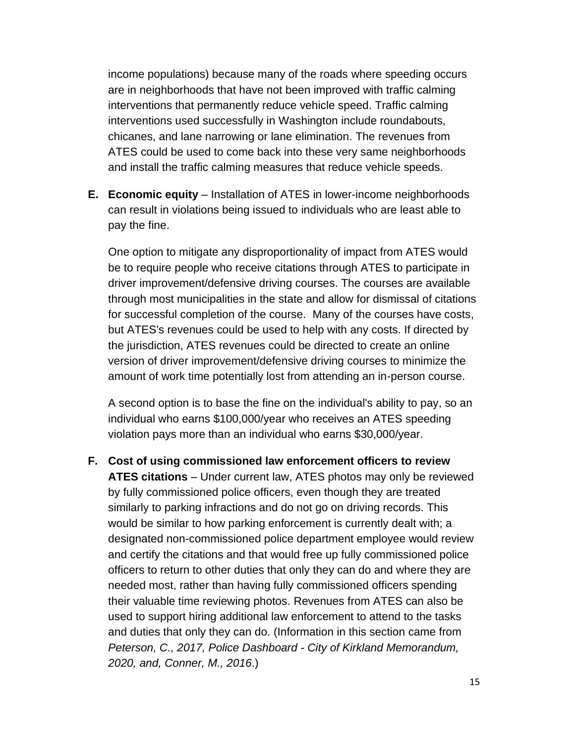income populations) because many of the roads where speeding occurs are in neighborhoods that have not been improved with traffic calming interventions that permanently reduce vehicle speed. Traffic calming interventions used successfully in Washington include roundabouts, chicanes, and lane narrowing or lane elimination. The revenues from ATES could be used to come back into these very same neighborhoods and install the traffic calming measures that reduce vehicle speeds.

**E. Economic equity** – Installation of ATES in lower-income neighborhoods can result in violations being issued to individuals who are least able to pay the fine.

One option to mitigate any disproportionality of impact from ATES would be to require people who receive citations through ATES to participate in driver improvement/defensive driving courses. The courses are available through most municipalities in the state and allow for dismissal of citations for successful completion of the course. Many of the courses have costs, but ATES's revenues could be used to help with any costs. If directed by the jurisdiction, ATES revenues could be directed to create an online version of driver improvement/defensive driving courses to minimize the amount of work time potentially lost from attending an in-person course.

A second option is to base the fine on the individual's ability to pay, so an individual who earns $100,000/year who receives an ATES speeding violation pays more than an individual who earns $30,000/year.

**F. Cost of using commissioned law enforcement officers to review ATES citations** – Under current law, ATES photos may only be reviewed by fully commissioned police officers, even though they are treated similarly to parking infractions and do not go on driving records. This would be similar to how parking enforcement is currently dealt with; a designated non-commissioned police department employee would review and certify the citations and that would free up fully commissioned police officers to return to other duties that only they can do and where they are needed most, rather than having fully commissioned officers spending their valuable time reviewing photos. Revenues from ATES can also be used to support hiring additional law enforcement to attend to the tasks and duties that only they can do. (Information in this section came from *Peterson, C., 2017, Police Dashboard - City of Kirkland Memorandum, 2020, and, Conner, M., 2016*.)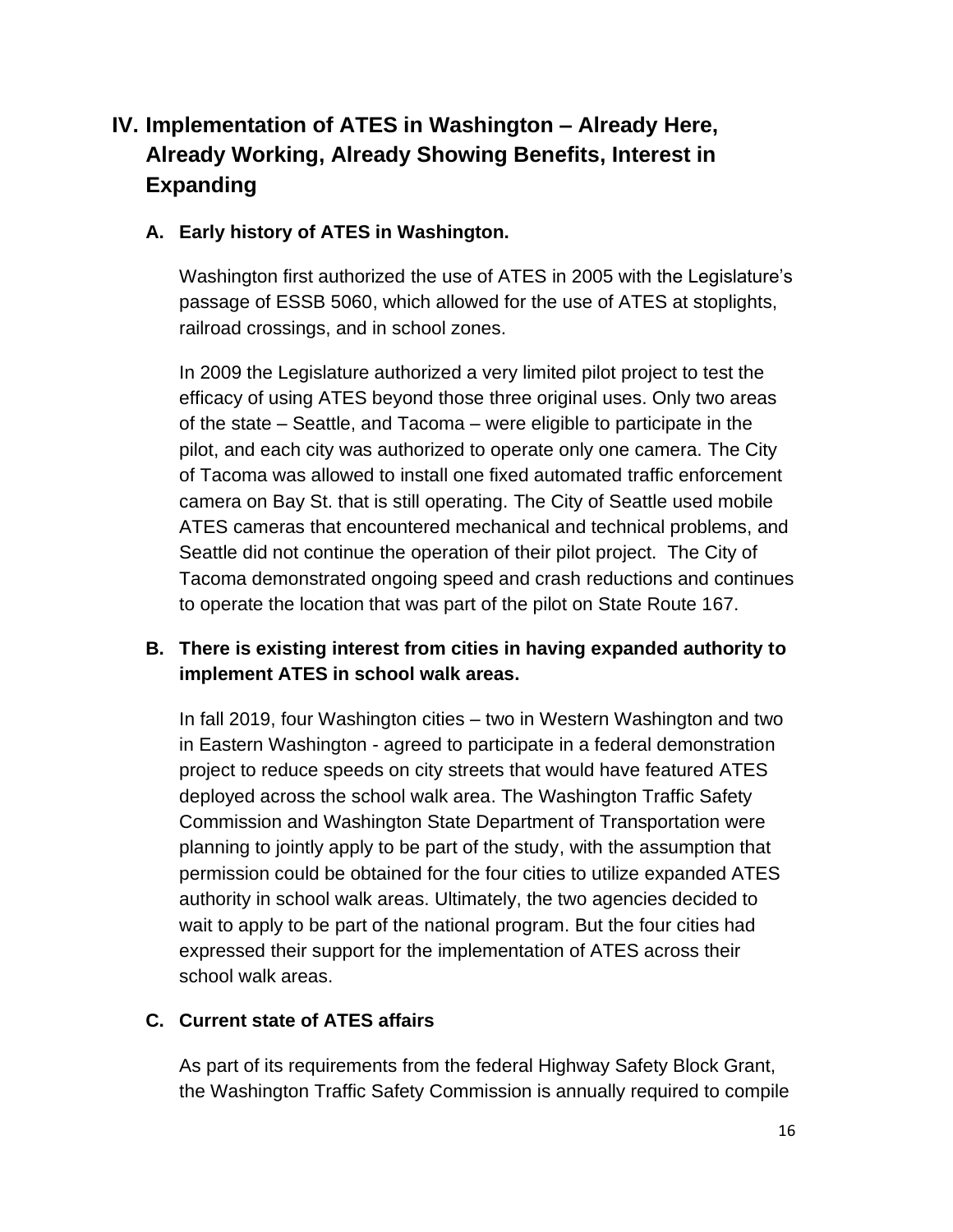## IV. Implementation of ATES in Washington – Already Here, Already Working, Already Showing Benefits, Interest in Expanding

### A. Early history of ATES in Washington.

Washington first authorized the use of ATES in 2005 with the Legislature's passage of ESSB 5060, which allowed for the use of ATES at stoplights, railroad crossings, and in school zones.

In 2009 the Legislature authorized a very limited pilot project to test the efficacy of using ATES beyond those three original uses. Only two areas of the state – Seattle, and Tacoma – were eligible to participate in the pilot, and each city was authorized to operate only one camera. The City of Tacoma was allowed to install one fixed automated traffic enforcement camera on Bay St. that is still operating. The City of Seattle used mobile ATES cameras that encountered mechanical and technical problems, and Seattle did not continue the operation of their pilot project. The City of Tacoma demonstrated ongoing speed and crash reductions and continues to operate the location that was part of the pilot on State Route 167.

### B. There is existing interest from cities in having expanded authority to implement ATES in school walk areas.

In fall 2019, four Washington cities – two in Western Washington and two in Eastern Washington - agreed to participate in a federal demonstration project to reduce speeds on city streets that would have featured ATES deployed across the school walk area. The Washington Traffic Safety Commission and Washington State Department of Transportation were planning to jointly apply to be part of the study, with the assumption that permission could be obtained for the four cities to utilize expanded ATES authority in school walk areas. Ultimately, the two agencies decided to wait to apply to be part of the national program. But the four cities had expressed their support for the implementation of ATES across their school walk areas.

### C. Current state of ATES affairs

As part of its requirements from the federal Highway Safety Block Grant, the Washington Traffic Safety Commission is annually required to compile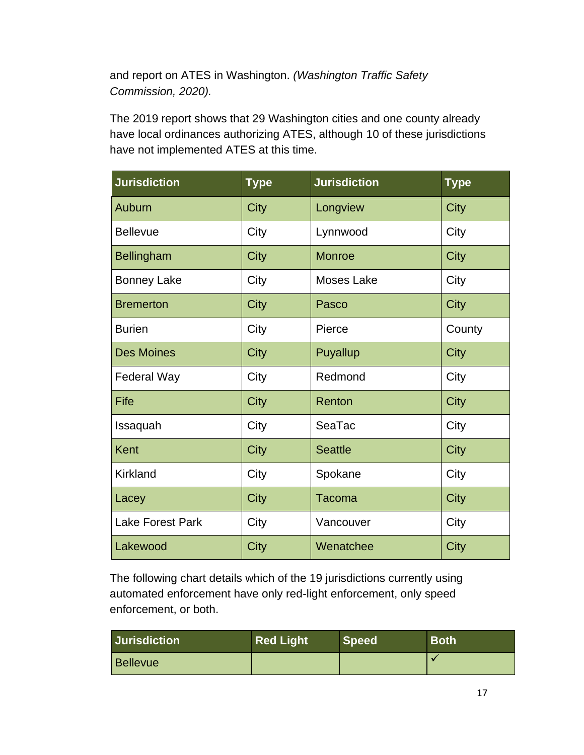and report on ATES in Washington. *(Washington Traffic Safety Commission, 2020).*

The 2019 report shows that 29 Washington cities and one county already have local ordinances authorizing ATES, although 10 of these jurisdictions have not implemented ATES at this time.

| Jurisdiction | Type | Jurisdiction | Type |
|---|---|---|---|
| Auburn | City | Longview | City |
| Bellevue | City | Lynnwood | City |
| Bellingham | City | Monroe | City |
| Bonney Lake | City | Moses Lake | City |
| Bremerton | City | Pasco | City |
| Burien | City | Pierce | County |
| Des Moines | City | Puyallup | City |
| Federal Way | City | Redmond | City |
| Fife | City | Renton | City |
| Issaquah | City | SeaTac | City |
| Kent | City | Seattle | City |
| Kirkland | City | Spokane | City |
| Lacey | City | Tacoma | City |
| Lake Forest Park | City | Vancouver | City |
| Lakewood | City | Wenatchee | City |

The following chart details which of the 19 jurisdictions currently using automated enforcement have only red-light enforcement, only speed enforcement, or both.

| Jurisdiction | Red Light | Speed | Both |
|---|---|---|---|
| Bellevue | | | ✓ |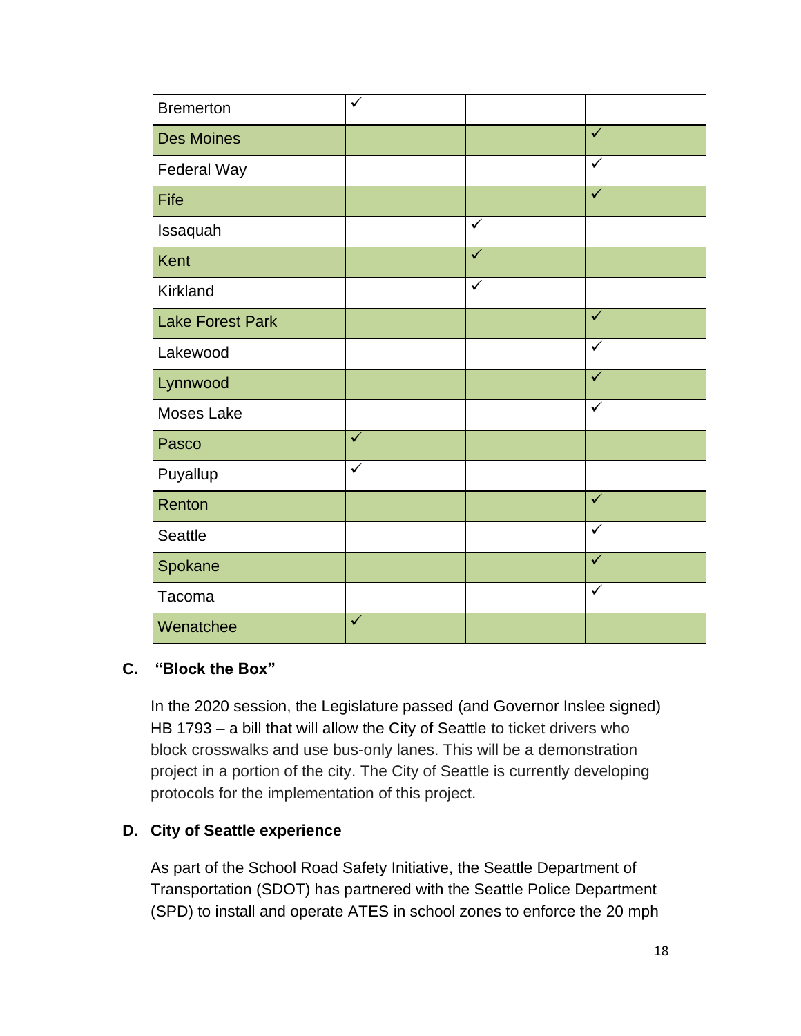| | | | |
|---|---|---|---|
| Bremerton | ✓ | | |
| Des Moines | | | ✓ |
| Federal Way | | | ✓ |
| Fife | | | ✓ |
| Issaquah | | ✓ | |
| Kent | | ✓ | |
| Kirkland | | ✓ | |
| Lake Forest Park | | | ✓ |
| Lakewood | | | ✓ |
| Lynnwood | | | ✓ |
| Moses Lake | | | ✓ |
| Pasco | ✓ | | |
| Puyallup | ✓ | | |
| Renton | | | ✓ |
| Seattle | | | ✓ |
| Spokane | | | ✓ |
| Tacoma | | | ✓ |
| Wenatchee | ✓ | | |

### C. "Block the Box"

In the 2020 session, the Legislature passed (and Governor Inslee signed) HB 1793 – a bill that will allow the City of Seattle to ticket drivers who block crosswalks and use bus-only lanes. This will be a demonstration project in a portion of the city. The City of Seattle is currently developing protocols for the implementation of this project.

### D. City of Seattle experience

As part of the School Road Safety Initiative, the Seattle Department of Transportation (SDOT) has partnered with the Seattle Police Department (SPD) to install and operate ATES in school zones to enforce the 20 mph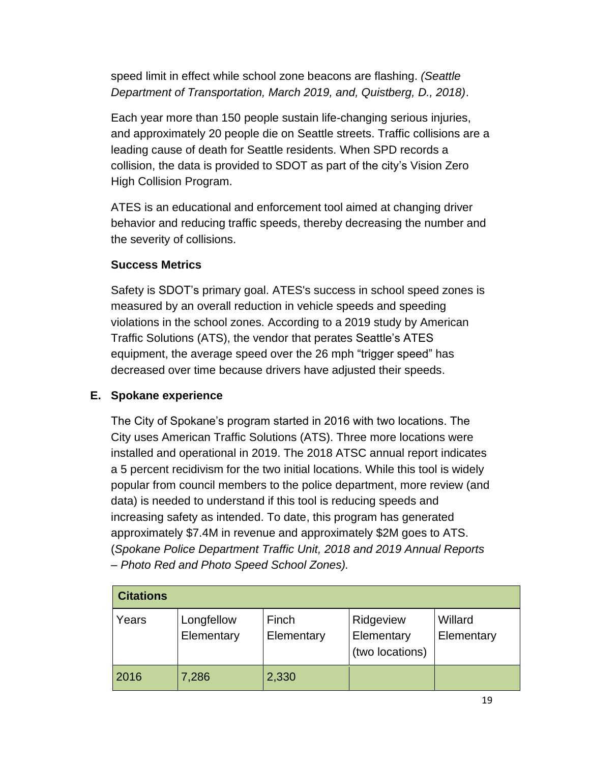speed limit in effect while school zone beacons are flashing. *(Seattle Department of Transportation, March 2019, and, Quistberg, D., 2018)*.

Each year more than 150 people sustain life-changing serious injuries, and approximately 20 people die on Seattle streets. Traffic collisions are a leading cause of death for Seattle residents. When SPD records a collision, the data is provided to SDOT as part of the city's Vision Zero High Collision Program.

ATES is an educational and enforcement tool aimed at changing driver behavior and reducing traffic speeds, thereby decreasing the number and the severity of collisions.

**Success Metrics**

Safety is SDOT's primary goal. ATES's success in school speed zones is measured by an overall reduction in vehicle speeds and speeding violations in the school zones. According to a 2019 study by American Traffic Solutions (ATS), the vendor that perates Seattle's ATES equipment, the average speed over the 26 mph "trigger speed" has decreased over time because drivers have adjusted their speeds.

## E. Spokane experience

The City of Spokane's program started in 2016 with two locations. The City uses American Traffic Solutions (ATS). Three more locations were installed and operational in 2019. The 2018 ATSC annual report indicates a 5 percent recidivism for the two initial locations. While this tool is widely popular from council members to the police department, more review (and data) is needed to understand if this tool is reducing speeds and increasing safety as intended. To date, this program has generated approximately $7.4M in revenue and approximately $2M goes to ATS. (*Spokane Police Department Traffic Unit, 2018 and 2019 Annual Reports – Photo Red and Photo Speed School Zones).*

| **Citations** | | | | |
|---|---|---|---|---|
| Years | Longfellow Elementary | Finch Elementary | Ridgeview Elementary (two locations) | Willard Elementary |
| 2016 | 7,286 | 2,330 | | |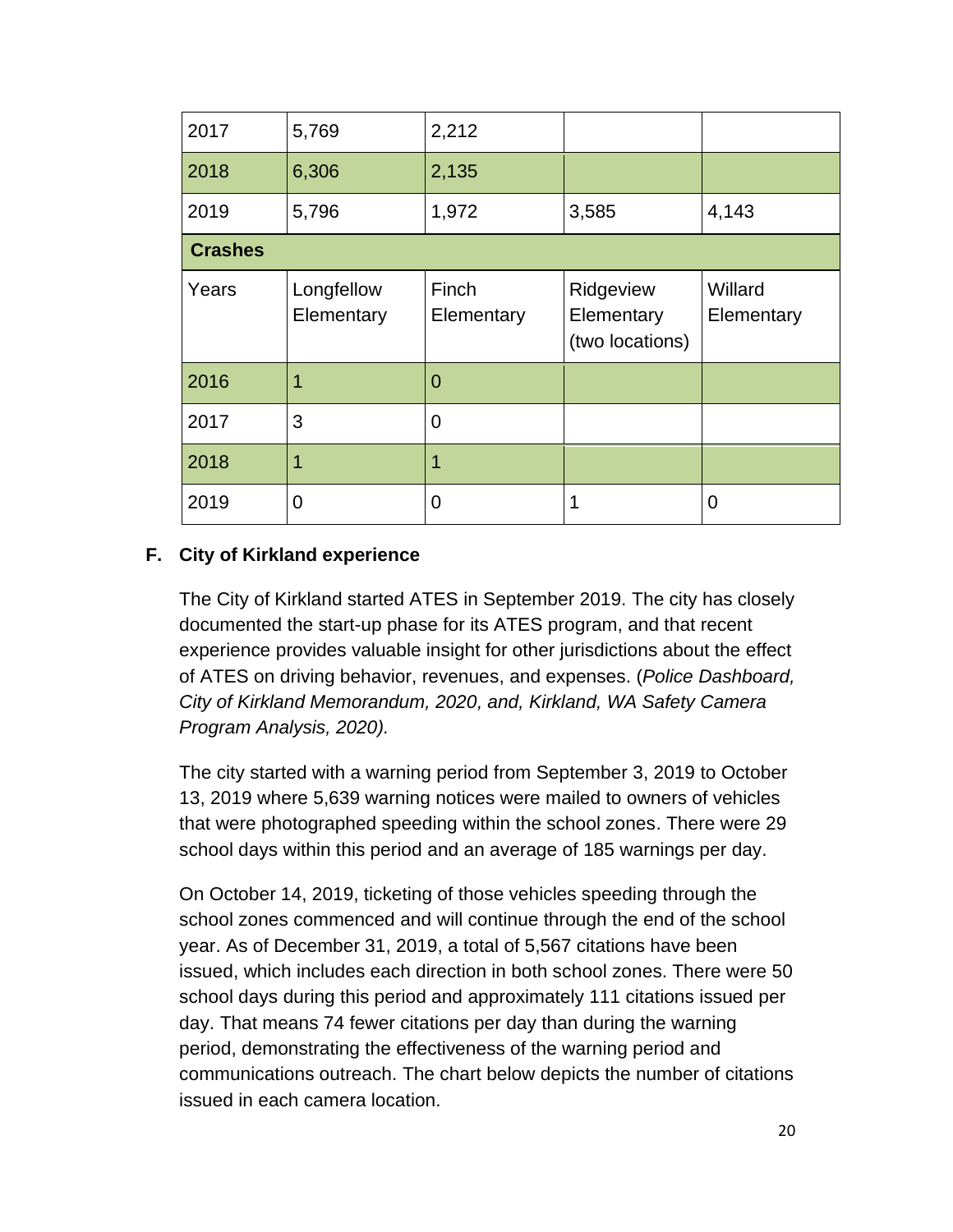| 2017 | 5,769 | 2,212 | | |
|---|---|---|---|---|
| 2018 | 6,306 | 2,135 | | |
| 2019 | 5,796 | 1,972 | 3,585 | 4,143 |
| **Crashes** | | | | |
| Years | Longfellow Elementary | Finch Elementary | Ridgeview Elementary (two locations) | Willard Elementary |
| 2016 | 1 | 0 | | |
| 2017 | 3 | 0 | | |
| 2018 | 1 | 1 | | |
| 2019 | 0 | 0 | 1 | 0 |

**F. City of Kirkland experience**

The City of Kirkland started ATES in September 2019. The city has closely documented the start-up phase for its ATES program, and that recent experience provides valuable insight for other jurisdictions about the effect of ATES on driving behavior, revenues, and expenses. (*Police Dashboard, City of Kirkland Memorandum, 2020, and, Kirkland, WA Safety Camera Program Analysis, 2020).*

The city started with a warning period from September 3, 2019 to October 13, 2019 where 5,639 warning notices were mailed to owners of vehicles that were photographed speeding within the school zones. There were 29 school days within this period and an average of 185 warnings per day.

On October 14, 2019, ticketing of those vehicles speeding through the school zones commenced and will continue through the end of the school year. As of December 31, 2019, a total of 5,567 citations have been issued, which includes each direction in both school zones. There were 50 school days during this period and approximately 111 citations issued per day. That means 74 fewer citations per day than during the warning period, demonstrating the effectiveness of the warning period and communications outreach. The chart below depicts the number of citations issued in each camera location.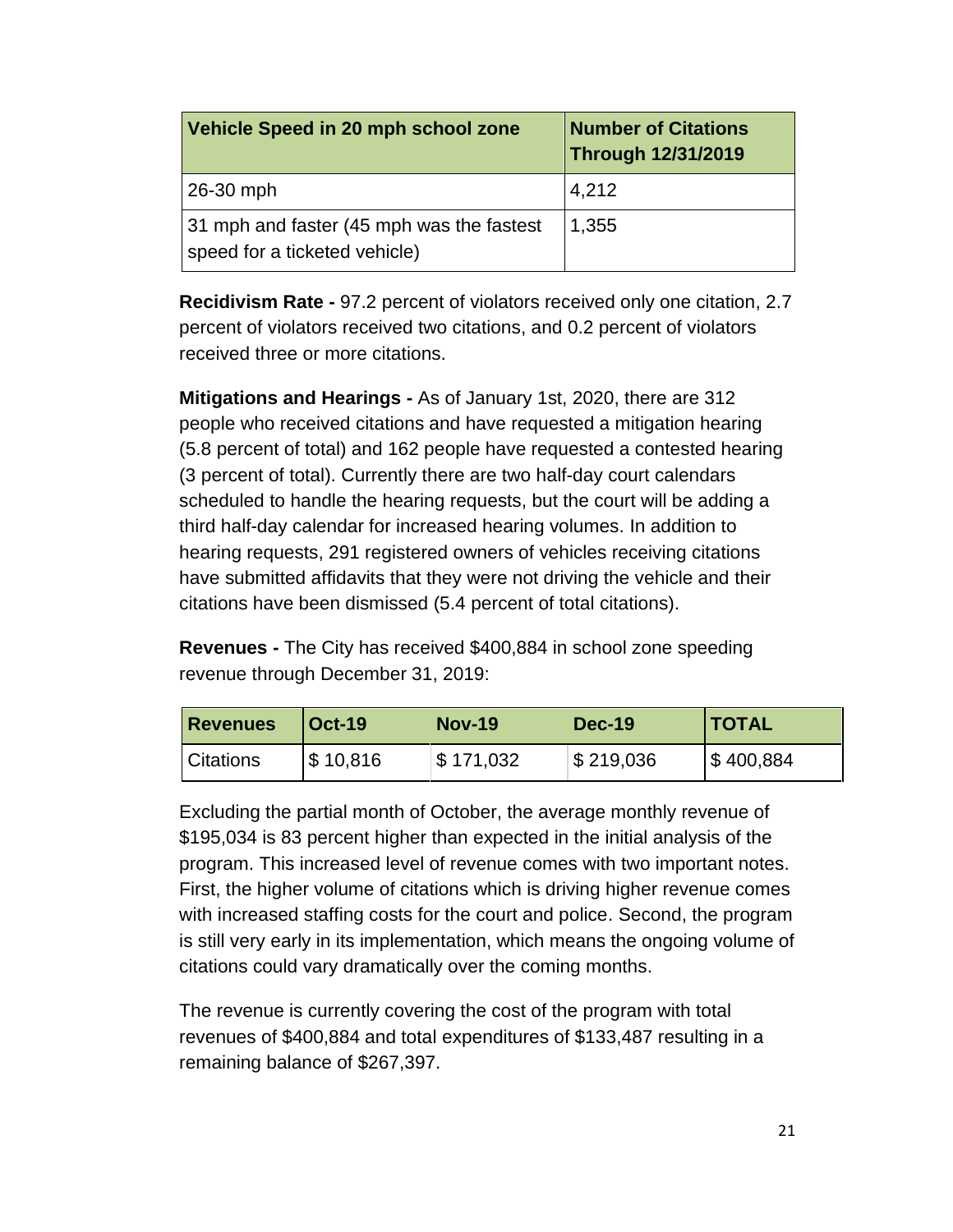| Vehicle Speed in 20 mph school zone | Number of Citations Through 12/31/2019 |
|---|---|
| 26-30 mph | 4,212 |
| 31 mph and faster (45 mph was the fastest speed for a ticketed vehicle) | 1,355 |

**Recidivism Rate -** 97.2 percent of violators received only one citation, 2.7 percent of violators received two citations, and 0.2 percent of violators received three or more citations.

**Mitigations and Hearings -** As of January 1st, 2020, there are 312 people who received citations and have requested a mitigation hearing (5.8 percent of total) and 162 people have requested a contested hearing (3 percent of total). Currently there are two half-day court calendars scheduled to handle the hearing requests, but the court will be adding a third half-day calendar for increased hearing volumes. In addition to hearing requests, 291 registered owners of vehicles receiving citations have submitted affidavits that they were not driving the vehicle and their citations have been dismissed (5.4 percent of total citations).

**Revenues -** The City has received $400,884 in school zone speeding revenue through December 31, 2019:

| Revenues | Oct-19 | Nov-19 | Dec-19 | TOTAL |
|---|---|---|---|---|
| Citations | $ 10,816 | $ 171,032 | $ 219,036 | $ 400,884 |

Excluding the partial month of October, the average monthly revenue of $195,034 is 83 percent higher than expected in the initial analysis of the program. This increased level of revenue comes with two important notes. First, the higher volume of citations which is driving higher revenue comes with increased staffing costs for the court and police. Second, the program is still very early in its implementation, which means the ongoing volume of citations could vary dramatically over the coming months.

The revenue is currently covering the cost of the program with total revenues of $400,884 and total expenditures of $133,487 resulting in a remaining balance of $267,397.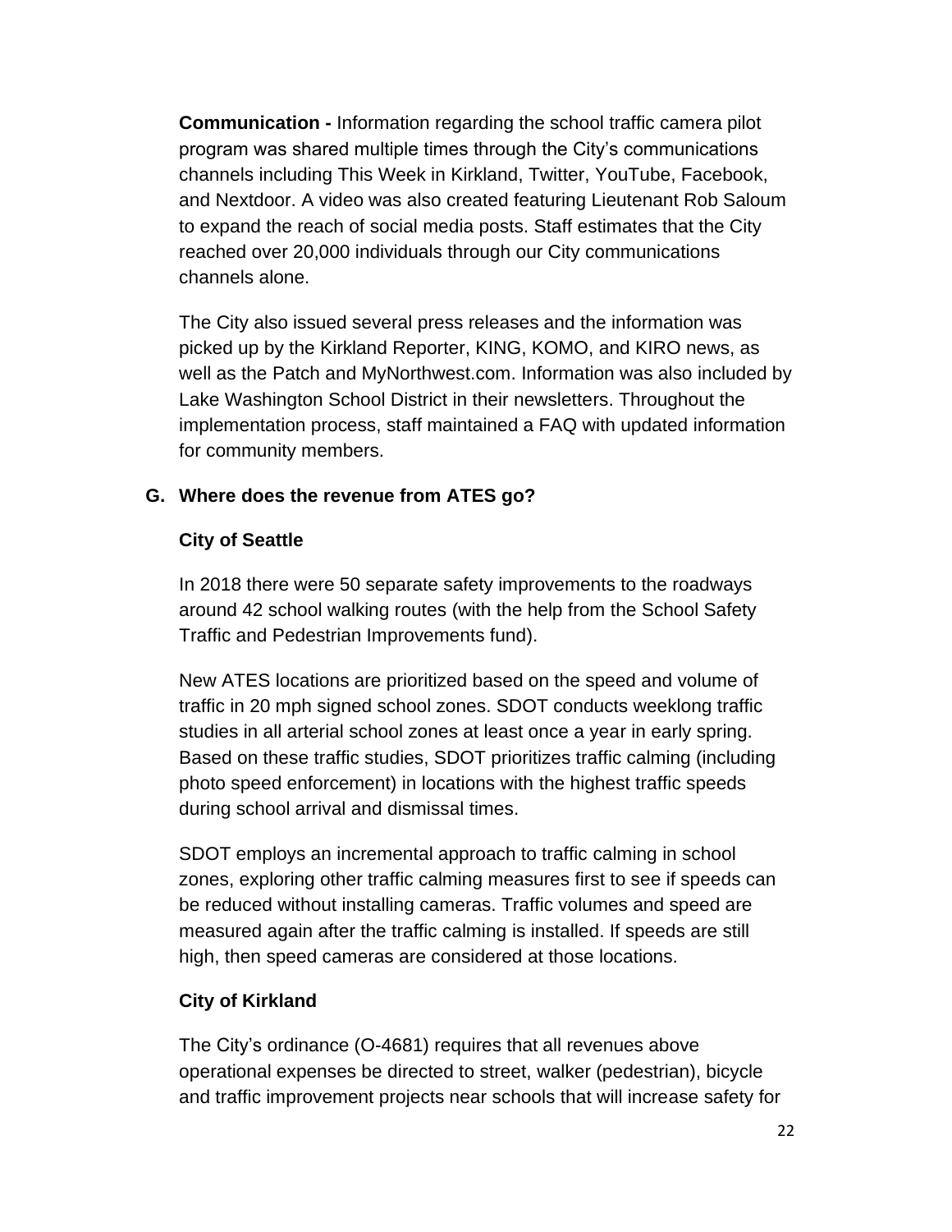**Communication -** Information regarding the school traffic camera pilot program was shared multiple times through the City's communications channels including This Week in Kirkland, Twitter, YouTube, Facebook, and Nextdoor. A video was also created featuring Lieutenant Rob Saloum to expand the reach of social media posts. Staff estimates that the City reached over 20,000 individuals through our City communications channels alone.

The City also issued several press releases and the information was picked up by the Kirkland Reporter, KING, KOMO, and KIRO news, as well as the Patch and MyNorthwest.com. Information was also included by Lake Washington School District in their newsletters. Throughout the implementation process, staff maintained a FAQ with updated information for community members.

### G. Where does the revenue from ATES go?

**City of Seattle**

In 2018 there were 50 separate safety improvements to the roadways around 42 school walking routes (with the help from the School Safety Traffic and Pedestrian Improvements fund).

New ATES locations are prioritized based on the speed and volume of traffic in 20 mph signed school zones. SDOT conducts weeklong traffic studies in all arterial school zones at least once a year in early spring. Based on these traffic studies, SDOT prioritizes traffic calming (including photo speed enforcement) in locations with the highest traffic speeds during school arrival and dismissal times.

SDOT employs an incremental approach to traffic calming in school zones, exploring other traffic calming measures first to see if speeds can be reduced without installing cameras. Traffic volumes and speed are measured again after the traffic calming is installed. If speeds are still high, then speed cameras are considered at those locations.

**City of Kirkland**

The City's ordinance (O-4681) requires that all revenues above operational expenses be directed to street, walker (pedestrian), bicycle and traffic improvement projects near schools that will increase safety for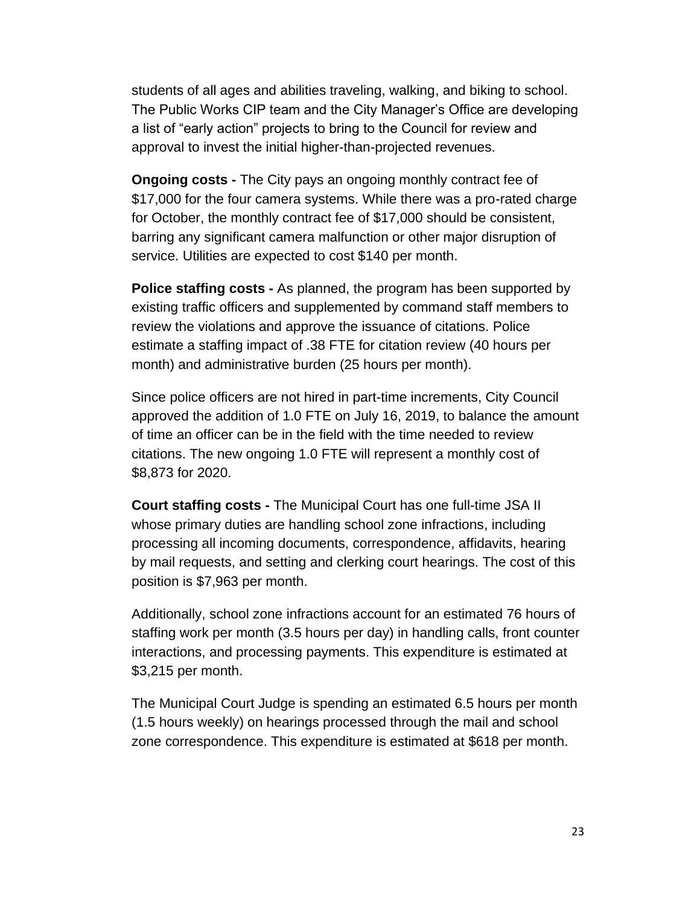students of all ages and abilities traveling, walking, and biking to school. The Public Works CIP team and the City Manager's Office are developing a list of "early action" projects to bring to the Council for review and approval to invest the initial higher-than-projected revenues.

**Ongoing costs -** The City pays an ongoing monthly contract fee of $17,000 for the four camera systems. While there was a pro-rated charge for October, the monthly contract fee of $17,000 should be consistent, barring any significant camera malfunction or other major disruption of service. Utilities are expected to cost $140 per month.

**Police staffing costs -** As planned, the program has been supported by existing traffic officers and supplemented by command staff members to review the violations and approve the issuance of citations. Police estimate a staffing impact of .38 FTE for citation review (40 hours per month) and administrative burden (25 hours per month).

Since police officers are not hired in part-time increments, City Council approved the addition of 1.0 FTE on July 16, 2019, to balance the amount of time an officer can be in the field with the time needed to review citations. The new ongoing 1.0 FTE will represent a monthly cost of $8,873 for 2020.

**Court staffing costs -** The Municipal Court has one full-time JSA II whose primary duties are handling school zone infractions, including processing all incoming documents, correspondence, affidavits, hearing by mail requests, and setting and clerking court hearings. The cost of this position is $7,963 per month.

Additionally, school zone infractions account for an estimated 76 hours of staffing work per month (3.5 hours per day) in handling calls, front counter interactions, and processing payments. This expenditure is estimated at $3,215 per month.

The Municipal Court Judge is spending an estimated 6.5 hours per month (1.5 hours weekly) on hearings processed through the mail and school zone correspondence. This expenditure is estimated at $618 per month.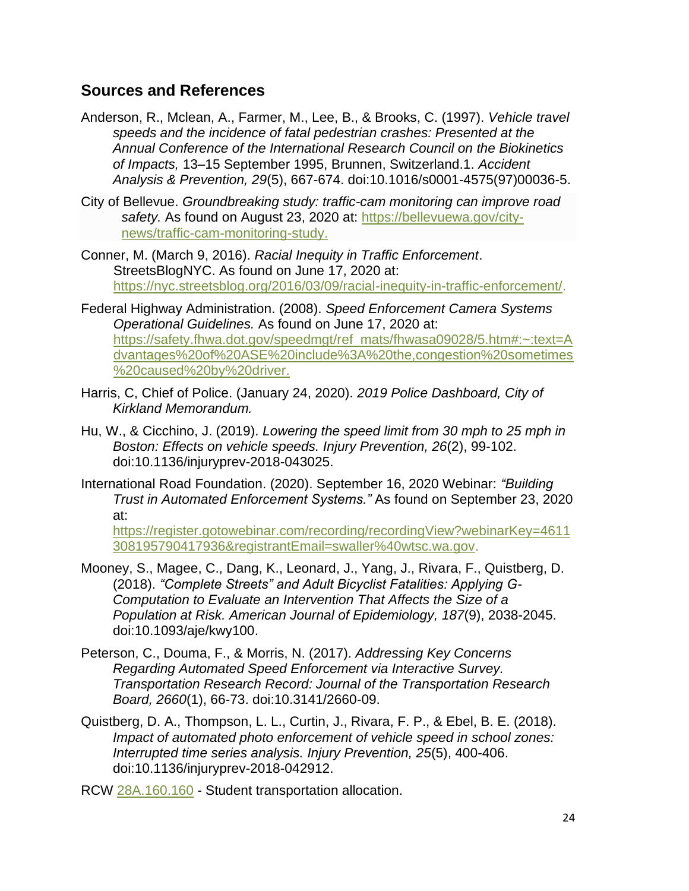## Sources and References

Anderson, R., Mclean, A., Farmer, M., Lee, B., & Brooks, C. (1997). *Vehicle travel speeds and the incidence of fatal pedestrian crashes: Presented at the Annual Conference of the International Research Council on the Biokinetics of Impacts,* 13–15 September 1995, Brunnen, Switzerland.1. *Accident Analysis & Prevention, 29*(5), 667-674. doi:10.1016/s0001-4575(97)00036-5.

City of Bellevue. *Groundbreaking study: traffic-cam monitoring can improve road safety.* As found on August 23, 2020 at: https://bellevuewa.gov/city-news/traffic-cam-monitoring-study.

Conner, M. (March 9, 2016). *Racial Inequity in Traffic Enforcement*. StreetsBlogNYC. As found on June 17, 2020 at: https://nyc.streetsblog.org/2016/03/09/racial-inequity-in-traffic-enforcement/.

Federal Highway Administration. (2008). *Speed Enforcement Camera Systems Operational Guidelines.* As found on June 17, 2020 at: https://safety.fhwa.dot.gov/speedmgt/ref_mats/fhwasa09028/5.htm#:~:text=Advantages%20of%20ASE%20include%3A%20the,congestion%20sometimes%20caused%20by%20driver.

Harris, C, Chief of Police. (January 24, 2020). *2019 Police Dashboard, City of Kirkland Memorandum.*

Hu, W., & Cicchino, J. (2019). *Lowering the speed limit from 30 mph to 25 mph in Boston: Effects on vehicle speeds. Injury Prevention, 26*(2), 99-102. doi:10.1136/injuryprev-2018-043025.

International Road Foundation. (2020). September 16, 2020 Webinar: *"Building Trust in Automated Enforcement Systems."* As found on September 23, 2020 at: https://register.gotowebinar.com/recording/recordingView?webinarKey=4611308195790417936&registrantEmail=swaller%40wtsc.wa.gov.

Mooney, S., Magee, C., Dang, K., Leonard, J., Yang, J., Rivara, F., Quistberg, D. (2018). *"Complete Streets" and Adult Bicyclist Fatalities: Applying G-Computation to Evaluate an Intervention That Affects the Size of a Population at Risk. American Journal of Epidemiology, 187*(9), 2038-2045. doi:10.1093/aje/kwy100.

Peterson, C., Douma, F., & Morris, N. (2017). *Addressing Key Concerns Regarding Automated Speed Enforcement via Interactive Survey. Transportation Research Record: Journal of the Transportation Research Board, 2660*(1), 66-73. doi:10.3141/2660-09.

Quistberg, D. A., Thompson, L. L., Curtin, J., Rivara, F. P., & Ebel, B. E. (2018). *Impact of automated photo enforcement of vehicle speed in school zones: Interrupted time series analysis. Injury Prevention, 25*(5), 400-406. doi:10.1136/injuryprev-2018-042912.

RCW 28A.160.160 - Student transportation allocation.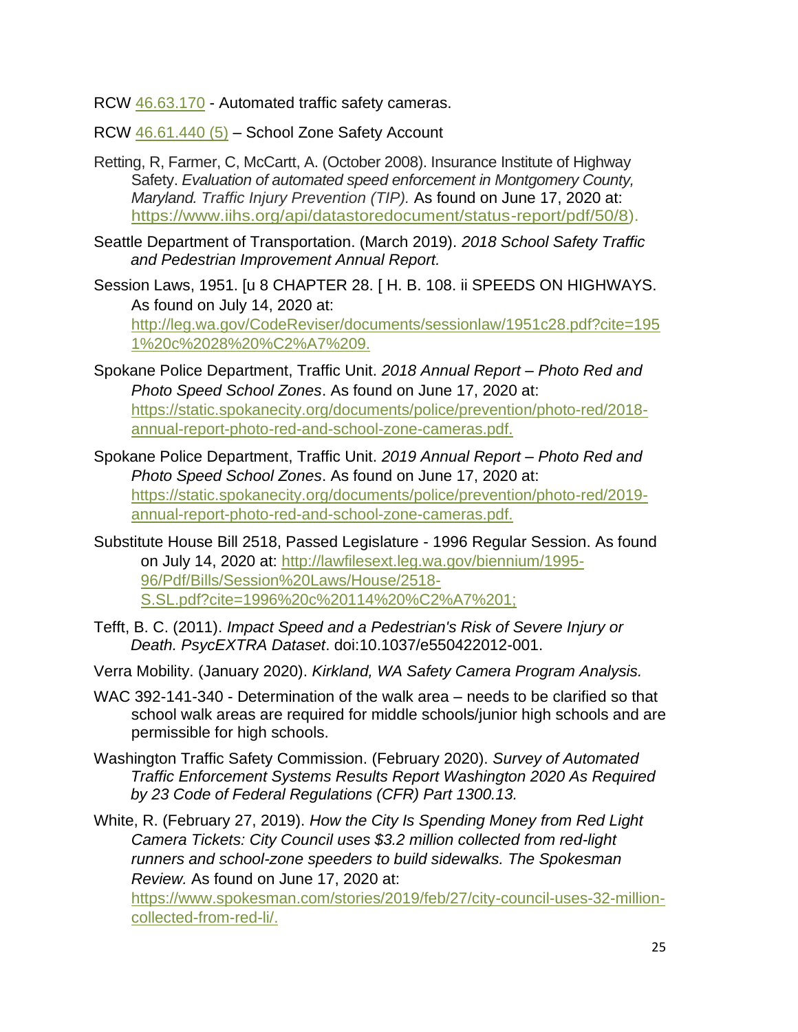RCW [46.63.170](46.63.170) - Automated traffic safety cameras.

RCW [46.61.440 (5)](46.61.440) – School Zone Safety Account

Retting, R, Farmer, C, McCartt, A. (October 2008). Insurance Institute of Highway Safety. *Evaluation of automated speed enforcement in Montgomery County, Maryland. Traffic Injury Prevention (TIP).* As found on June 17, 2020 at: https://www.iihs.org/api/datastoredocument/status-report/pdf/50/8).

Seattle Department of Transportation. (March 2019). *2018 School Safety Traffic and Pedestrian Improvement Annual Report.*

Session Laws, 1951. [u 8 CHAPTER 28. [ H. B. 108. ii SPEEDS ON HIGHWAYS. As found on July 14, 2020 at: http://leg.wa.gov/CodeReviser/documents/sessionlaw/1951c28.pdf?cite=1951%20c%2028%20%C2%A7%209.

Spokane Police Department, Traffic Unit. *2018 Annual Report – Photo Red and Photo Speed School Zones*. As found on June 17, 2020 at: https://static.spokanecity.org/documents/police/prevention/photo-red/2018-annual-report-photo-red-and-school-zone-cameras.pdf.

Spokane Police Department, Traffic Unit. *2019 Annual Report – Photo Red and Photo Speed School Zones*. As found on June 17, 2020 at: https://static.spokanecity.org/documents/police/prevention/photo-red/2019-annual-report-photo-red-and-school-zone-cameras.pdf.

Substitute House Bill 2518, Passed Legislature - 1996 Regular Session. As found on July 14, 2020 at: http://lawfilesext.leg.wa.gov/biennium/1995-96/Pdf/Bills/Session%20Laws/House/2518-S.SL.pdf?cite=1996%20c%20114%20%C2%A7%201;

Tefft, B. C. (2011). *Impact Speed and a Pedestrian's Risk of Severe Injury or Death. PsycEXTRA Dataset*. doi:10.1037/e550422012-001.

Verra Mobility. (January 2020). *Kirkland, WA Safety Camera Program Analysis.*

WAC 392-141-340 - Determination of the walk area – needs to be clarified so that school walk areas are required for middle schools/junior high schools and are permissible for high schools.

Washington Traffic Safety Commission. (February 2020). *Survey of Automated Traffic Enforcement Systems Results Report Washington 2020 As Required by 23 Code of Federal Regulations (CFR) Part 1300.13.*

White, R. (February 27, 2019). *How the City Is Spending Money from Red Light Camera Tickets: City Council uses $3.2 million collected from red-light runners and school-zone speeders to build sidewalks. The Spokesman Review.* As found on June 17, 2020 at: https://www.spokesman.com/stories/2019/feb/27/city-council-uses-32-million-collected-from-red-li/.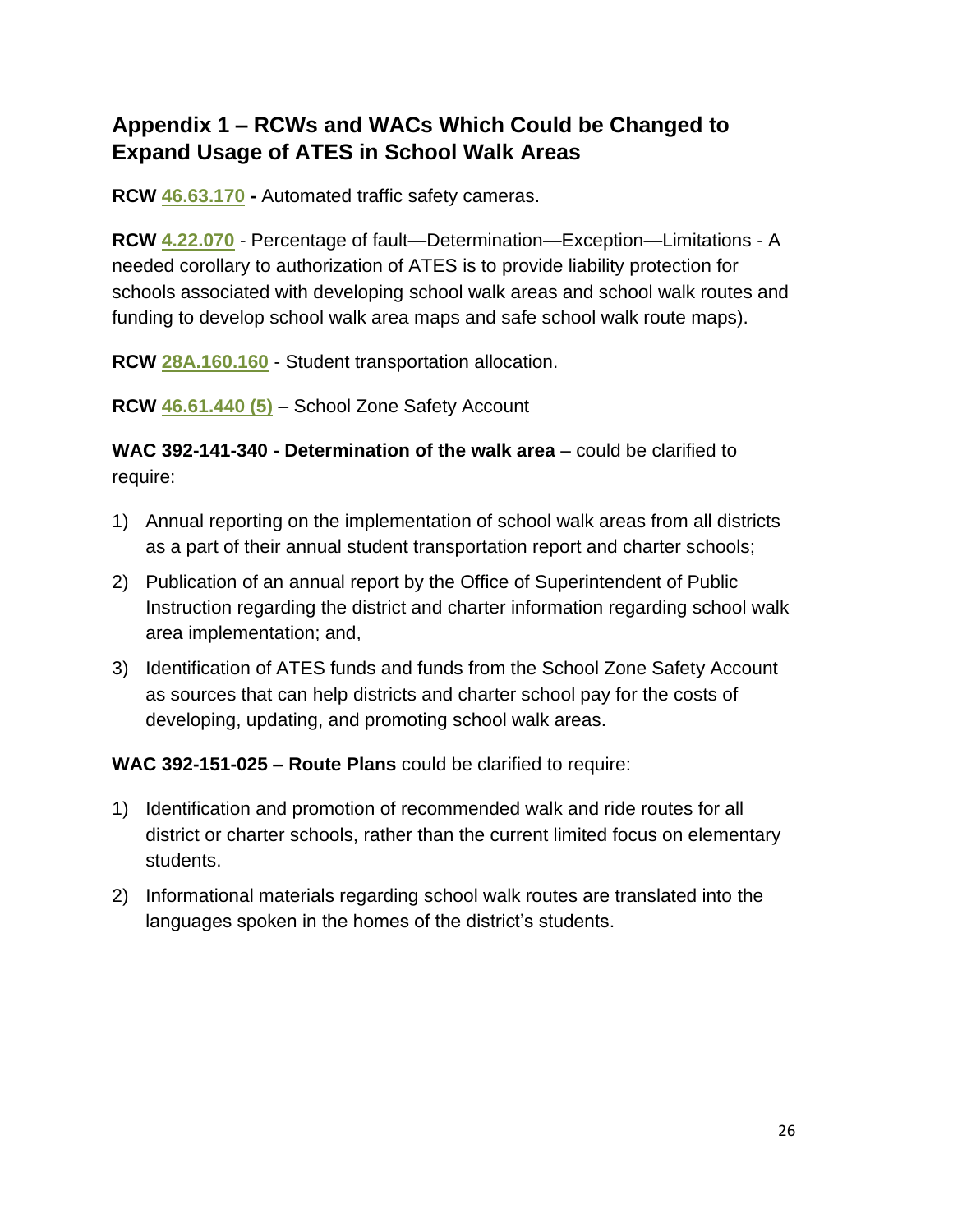## Appendix 1 – RCWs and WACs Which Could be Changed to Expand Usage of ATES in School Walk Areas

**RCW 46.63.170 -** Automated traffic safety cameras.

**RCW 4.22.070** - Percentage of fault—Determination—Exception—Limitations - A needed corollary to authorization of ATES is to provide liability protection for schools associated with developing school walk areas and school walk routes and funding to develop school walk area maps and safe school walk route maps).

**RCW 28A.160.160** - Student transportation allocation.

**RCW 46.61.440 (5)** – School Zone Safety Account

**WAC 392-141-340 - Determination of the walk area** – could be clarified to require:

1) Annual reporting on the implementation of school walk areas from all districts as a part of their annual student transportation report and charter schools;
2) Publication of an annual report by the Office of Superintendent of Public Instruction regarding the district and charter information regarding school walk area implementation; and,
3) Identification of ATES funds and funds from the School Zone Safety Account as sources that can help districts and charter school pay for the costs of developing, updating, and promoting school walk areas.

**WAC 392-151-025 – Route Plans** could be clarified to require:

1) Identification and promotion of recommended walk and ride routes for all district or charter schools, rather than the current limited focus on elementary students.
2) Informational materials regarding school walk routes are translated into the languages spoken in the homes of the district's students.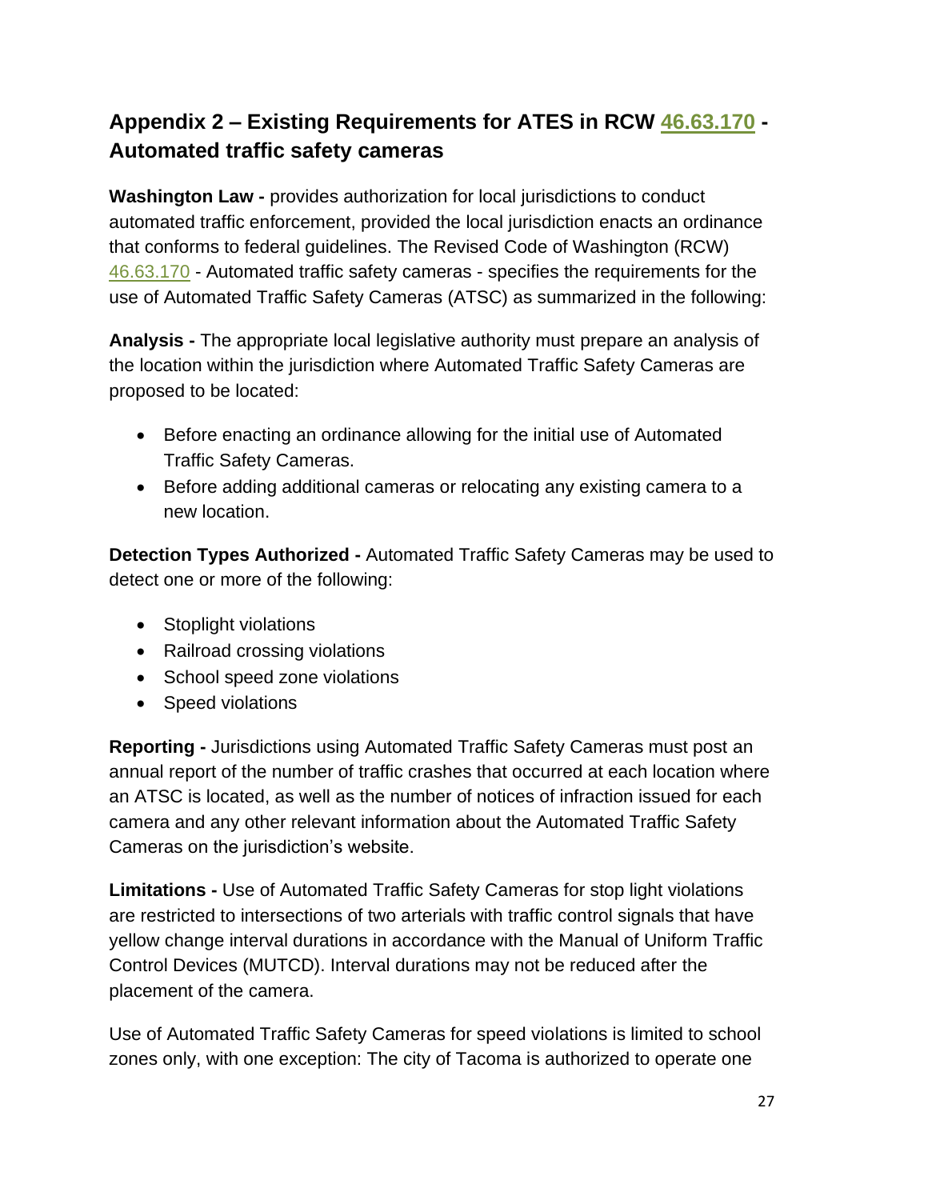## Appendix 2 – Existing Requirements for ATES in RCW 46.63.170 - Automated traffic safety cameras

**Washington Law -** provides authorization for local jurisdictions to conduct automated traffic enforcement, provided the local jurisdiction enacts an ordinance that conforms to federal guidelines. The Revised Code of Washington (RCW) 46.63.170 - Automated traffic safety cameras - specifies the requirements for the use of Automated Traffic Safety Cameras (ATSC) as summarized in the following:

**Analysis -** The appropriate local legislative authority must prepare an analysis of the location within the jurisdiction where Automated Traffic Safety Cameras are proposed to be located:

- Before enacting an ordinance allowing for the initial use of Automated Traffic Safety Cameras.
- Before adding additional cameras or relocating any existing camera to a new location.

**Detection Types Authorized -** Automated Traffic Safety Cameras may be used to detect one or more of the following:

- Stoplight violations
- Railroad crossing violations
- School speed zone violations
- Speed violations

**Reporting -** Jurisdictions using Automated Traffic Safety Cameras must post an annual report of the number of traffic crashes that occurred at each location where an ATSC is located, as well as the number of notices of infraction issued for each camera and any other relevant information about the Automated Traffic Safety Cameras on the jurisdiction's website.

**Limitations -** Use of Automated Traffic Safety Cameras for stop light violations are restricted to intersections of two arterials with traffic control signals that have yellow change interval durations in accordance with the Manual of Uniform Traffic Control Devices (MUTCD). Interval durations may not be reduced after the placement of the camera.

Use of Automated Traffic Safety Cameras for speed violations is limited to school zones only, with one exception: The city of Tacoma is authorized to operate one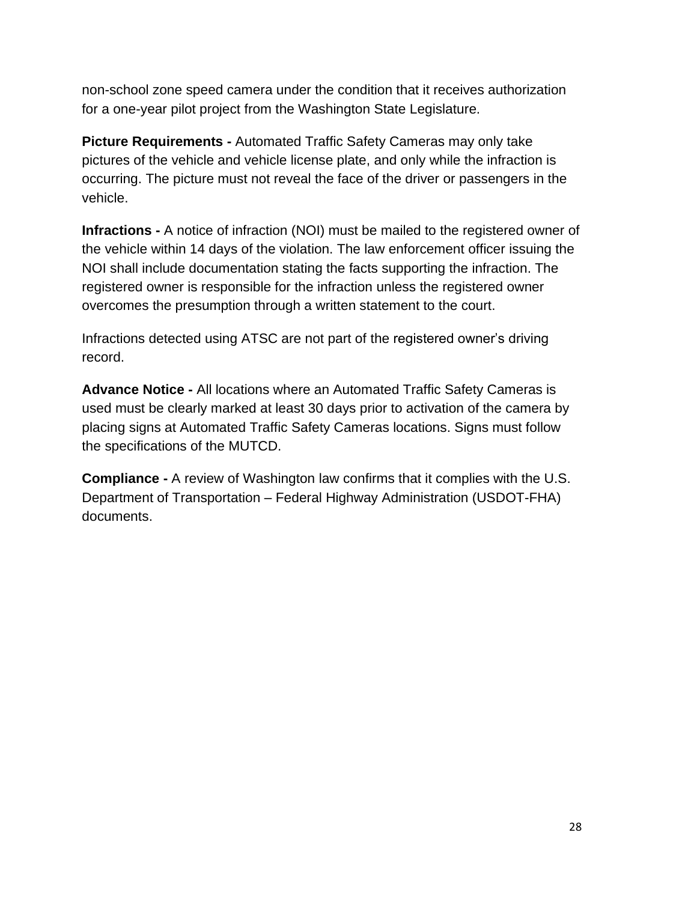non-school zone speed camera under the condition that it receives authorization for a one-year pilot project from the Washington State Legislature.

**Picture Requirements -** Automated Traffic Safety Cameras may only take pictures of the vehicle and vehicle license plate, and only while the infraction is occurring. The picture must not reveal the face of the driver or passengers in the vehicle.

**Infractions -** A notice of infraction (NOI) must be mailed to the registered owner of the vehicle within 14 days of the violation. The law enforcement officer issuing the NOI shall include documentation stating the facts supporting the infraction. The registered owner is responsible for the infraction unless the registered owner overcomes the presumption through a written statement to the court.

Infractions detected using ATSC are not part of the registered owner's driving record.

**Advance Notice -** All locations where an Automated Traffic Safety Cameras is used must be clearly marked at least 30 days prior to activation of the camera by placing signs at Automated Traffic Safety Cameras locations. Signs must follow the specifications of the MUTCD.

**Compliance -** A review of Washington law confirms that it complies with the U.S. Department of Transportation – Federal Highway Administration (USDOT-FHA) documents.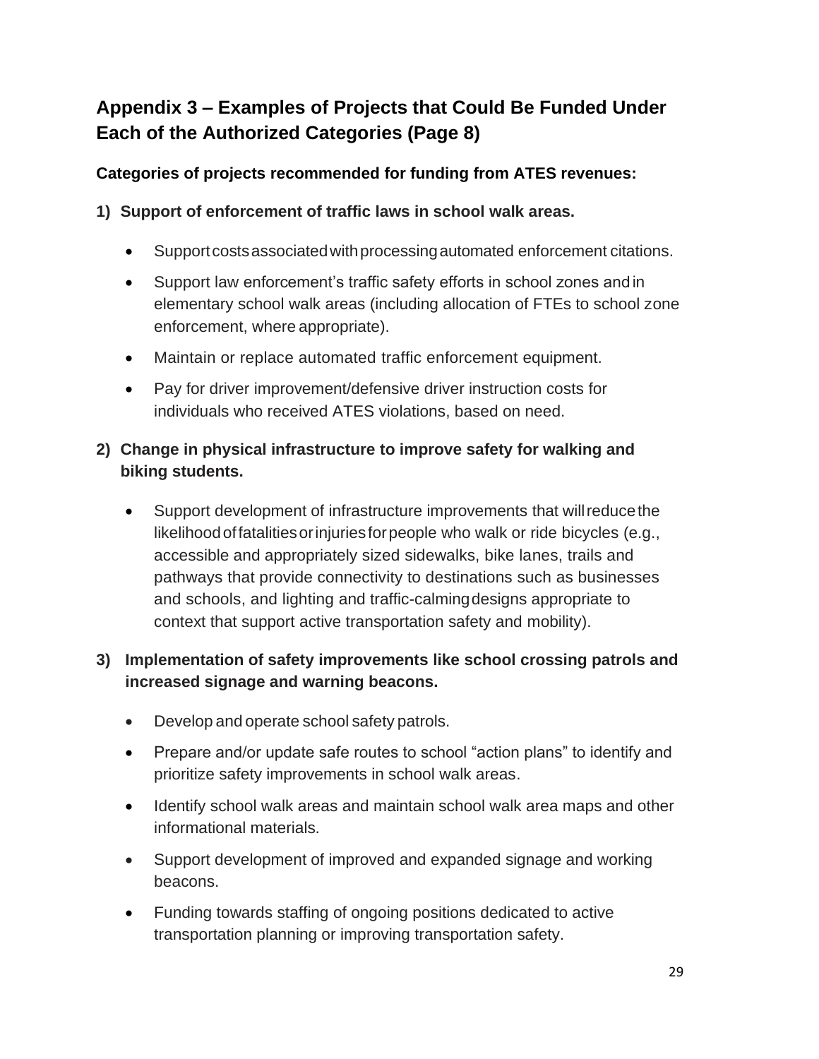## Appendix 3 – Examples of Projects that Could Be Funded Under Each of the Authorized Categories (Page 8)

### Categories of projects recommended for funding from ATES revenues:

**1) Support of enforcement of traffic laws in school walk areas.**

- Support costs associated with processing automated enforcement citations.
- Support law enforcement's traffic safety efforts in school zones and in elementary school walk areas (including allocation of FTEs to school zone enforcement, where appropriate).
- Maintain or replace automated traffic enforcement equipment.
- Pay for driver improvement/defensive driver instruction costs for individuals who received ATES violations, based on need.

**2) Change in physical infrastructure to improve safety for walking and biking students.**

- Support development of infrastructure improvements that will reduce the likelihood of fatalities or injuries for people who walk or ride bicycles (e.g., accessible and appropriately sized sidewalks, bike lanes, trails and pathways that provide connectivity to destinations such as businesses and schools, and lighting and traffic-calming designs appropriate to context that support active transportation safety and mobility).

**3) Implementation of safety improvements like school crossing patrols and increased signage and warning beacons.**

- Develop and operate school safety patrols.
- Prepare and/or update safe routes to school "action plans" to identify and prioritize safety improvements in school walk areas.
- Identify school walk areas and maintain school walk area maps and other informational materials.
- Support development of improved and expanded signage and working beacons.
- Funding towards staffing of ongoing positions dedicated to active transportation planning or improving transportation safety.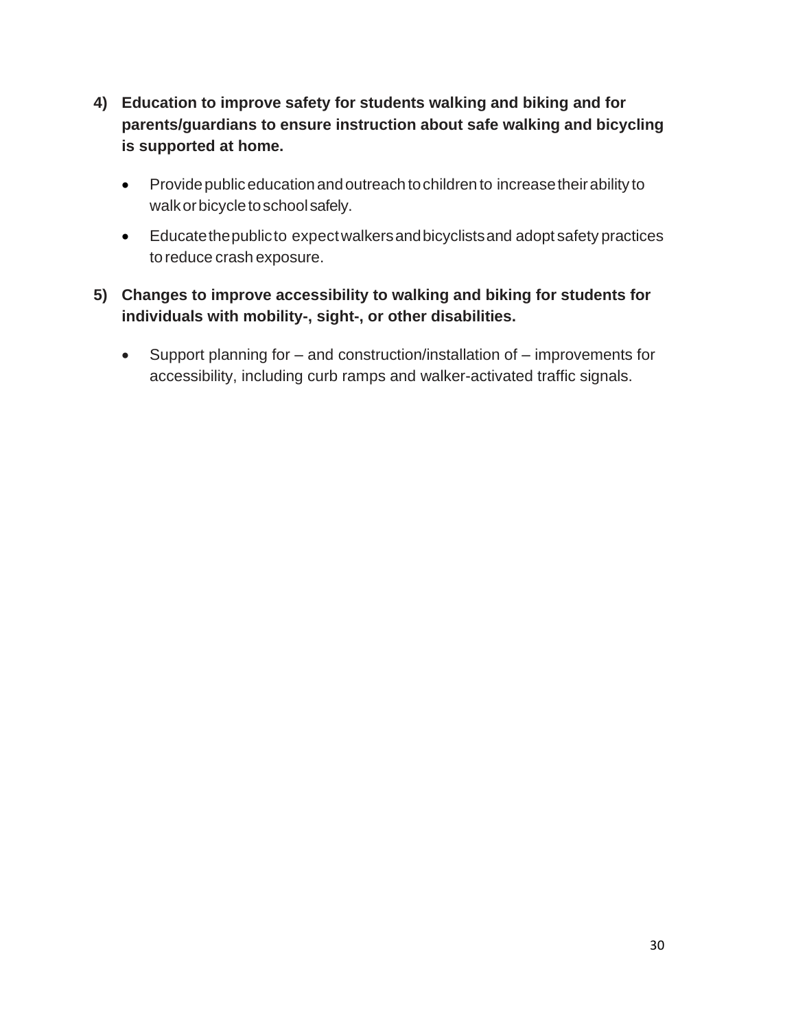**4) Education to improve safety for students walking and biking and for parents/guardians to ensure instruction about safe walking and bicycling is supported at home.**

- Provide public education and outreach to children to increase their ability to walk or bicycle to school safely.
- Educate the public to expect walkers and bicyclists and adopt safety practices to reduce crash exposure.

**5) Changes to improve accessibility to walking and biking for students for individuals with mobility-, sight-, or other disabilities.**

- Support planning for – and construction/installation of – improvements for accessibility, including curb ramps and walker-activated traffic signals.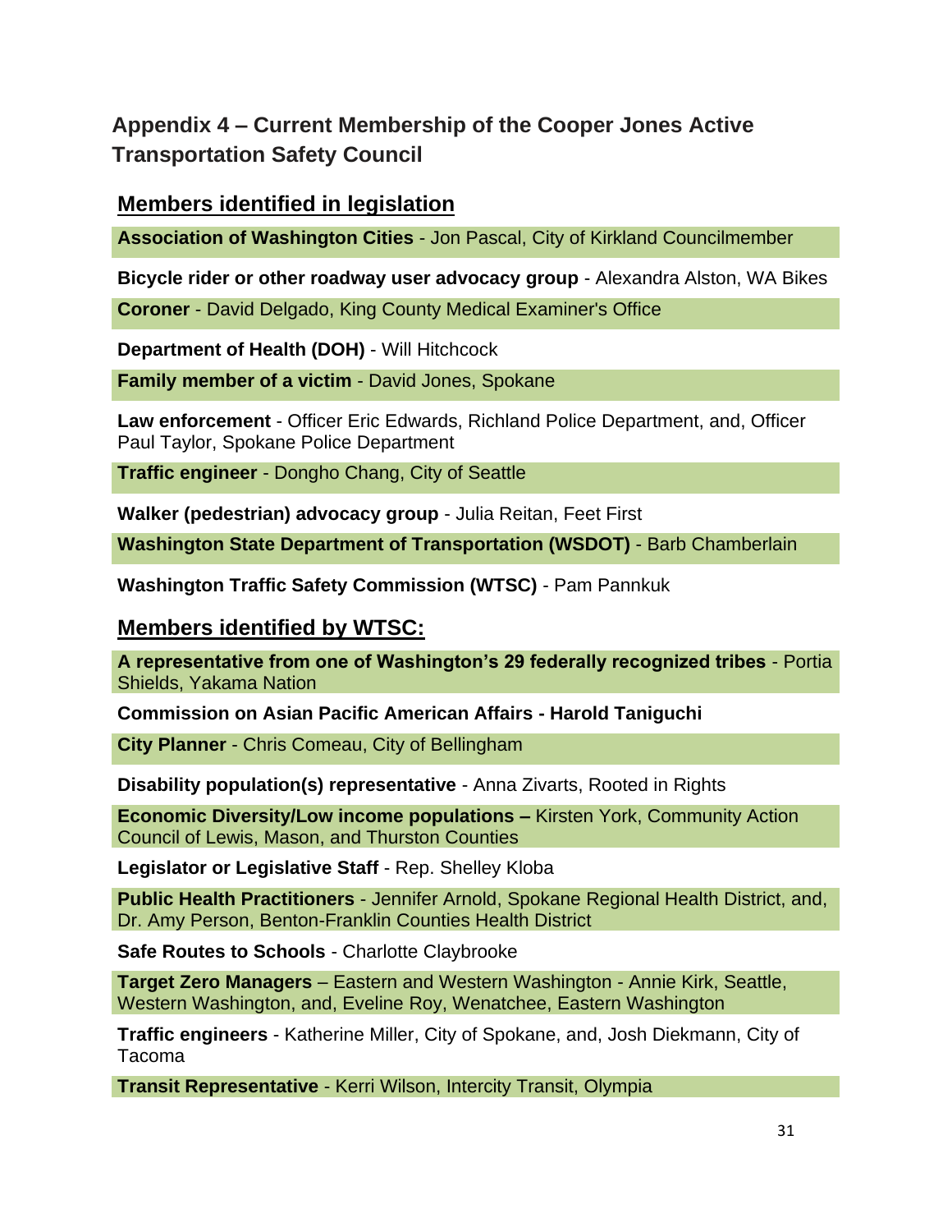## Appendix 4 – Current Membership of the Cooper Jones Active Transportation Safety Council

### Members identified in legislation

**Association of Washington Cities** - Jon Pascal, City of Kirkland Councilmember

**Bicycle rider or other roadway user advocacy group** - Alexandra Alston, WA Bikes

**Coroner** - David Delgado, King County Medical Examiner's Office

**Department of Health (DOH)** - Will Hitchcock

**Family member of a victim** - David Jones, Spokane

**Law enforcement** - Officer Eric Edwards, Richland Police Department, and, Officer Paul Taylor, Spokane Police Department

**Traffic engineer** - Dongho Chang, City of Seattle

**Walker (pedestrian) advocacy group** - Julia Reitan, Feet First

**Washington State Department of Transportation (WSDOT)** - Barb Chamberlain

**Washington Traffic Safety Commission (WTSC)** - Pam Pannkuk

### Members identified by WTSC:

**A representative from one of Washington's 29 federally recognized tribes** - Portia Shields, Yakama Nation

**Commission on Asian Pacific American Affairs - Harold Taniguchi**

**City Planner** - Chris Comeau, City of Bellingham

**Disability population(s) representative** - Anna Zivarts, Rooted in Rights

**Economic Diversity/Low income populations –** Kirsten York, Community Action Council of Lewis, Mason, and Thurston Counties

**Legislator or Legislative Staff** - Rep. Shelley Kloba

**Public Health Practitioners** - Jennifer Arnold, Spokane Regional Health District, and, Dr. Amy Person, Benton-Franklin Counties Health District

**Safe Routes to Schools** - Charlotte Claybrooke

**Target Zero Managers** – Eastern and Western Washington - Annie Kirk, Seattle, Western Washington, and, Eveline Roy, Wenatchee, Eastern Washington

**Traffic engineers** - Katherine Miller, City of Spokane, and, Josh Diekmann, City of Tacoma

**Transit Representative** - Kerri Wilson, Intercity Transit, Olympia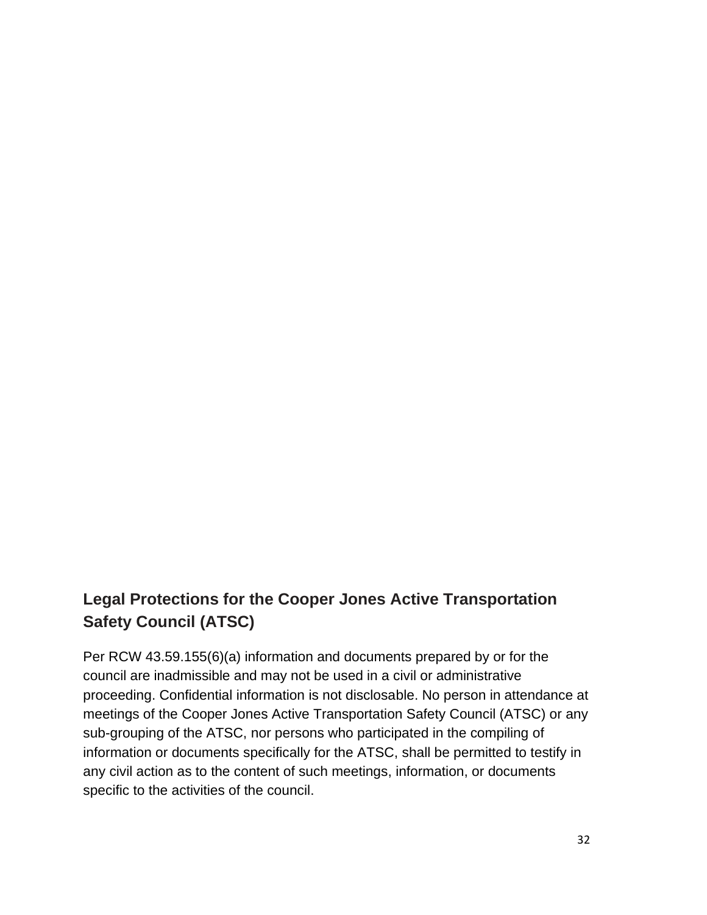## Legal Protections for the Cooper Jones Active Transportation Safety Council (ATSC)

Per RCW 43.59.155(6)(a) information and documents prepared by or for the council are inadmissible and may not be used in a civil or administrative proceeding. Confidential information is not disclosable. No person in attendance at meetings of the Cooper Jones Active Transportation Safety Council (ATSC) or any sub-grouping of the ATSC, nor persons who participated in the compiling of information or documents specifically for the ATSC, shall be permitted to testify in any civil action as to the content of such meetings, information, or documents specific to the activities of the council.